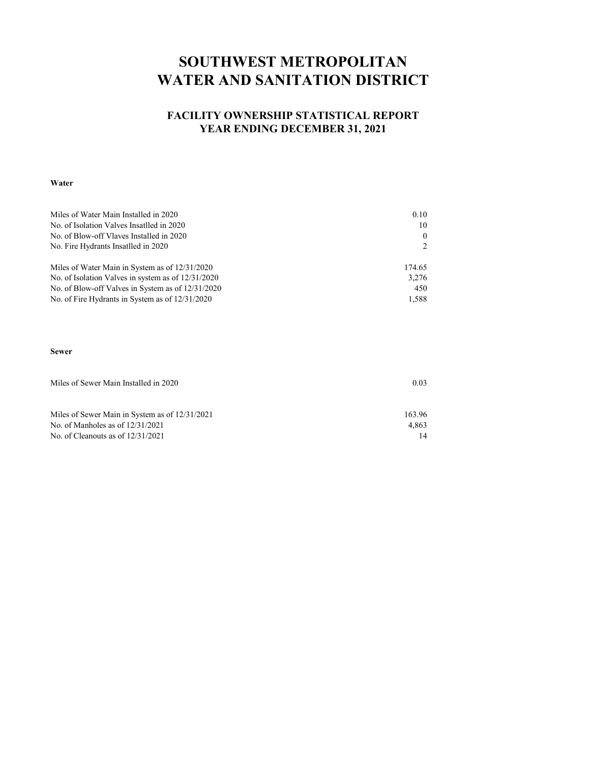# SOUTHWEST METROPOLITAN WATER AND SANITATION DISTRICT

## FACILITY OWNERSHIP STATISTICAL REPORT YEAR ENDING DECEMBER 31, 2021

**Water**

| | |
|---|---|
| Miles of Water Main Installed in 2020 | 0.10 |
| No. of Isolation Valves Insatlled in 2020 | 10 |
| No. of Blow-off Vlaves Installed in 2020 | 0 |
| No. Fire Hydrants Insatlled in 2020 | 2 |
| | |
| Miles of Water Main in System as of 12/31/2020 | 174.65 |
| No. of Isolation Valves in system as of 12/31/2020 | 3,276 |
| No. of Blow-off Valves in System as of 12/31/2020 | 450 |
| No. of Fire Hydrants in System as of 12/31/2020 | 1,588 |

**Sewer**

| | |
|---|---|
| Miles of Sewer Main Installed in 2020 | 0.03 |
| | |
| Miles of Sewer Main in System as of 12/31/2021 | 163.96 |
| No. of Manholes as of 12/31/2021 | 4,863 |
| No. of Cleanouts as of 12/31/2021 | 14 |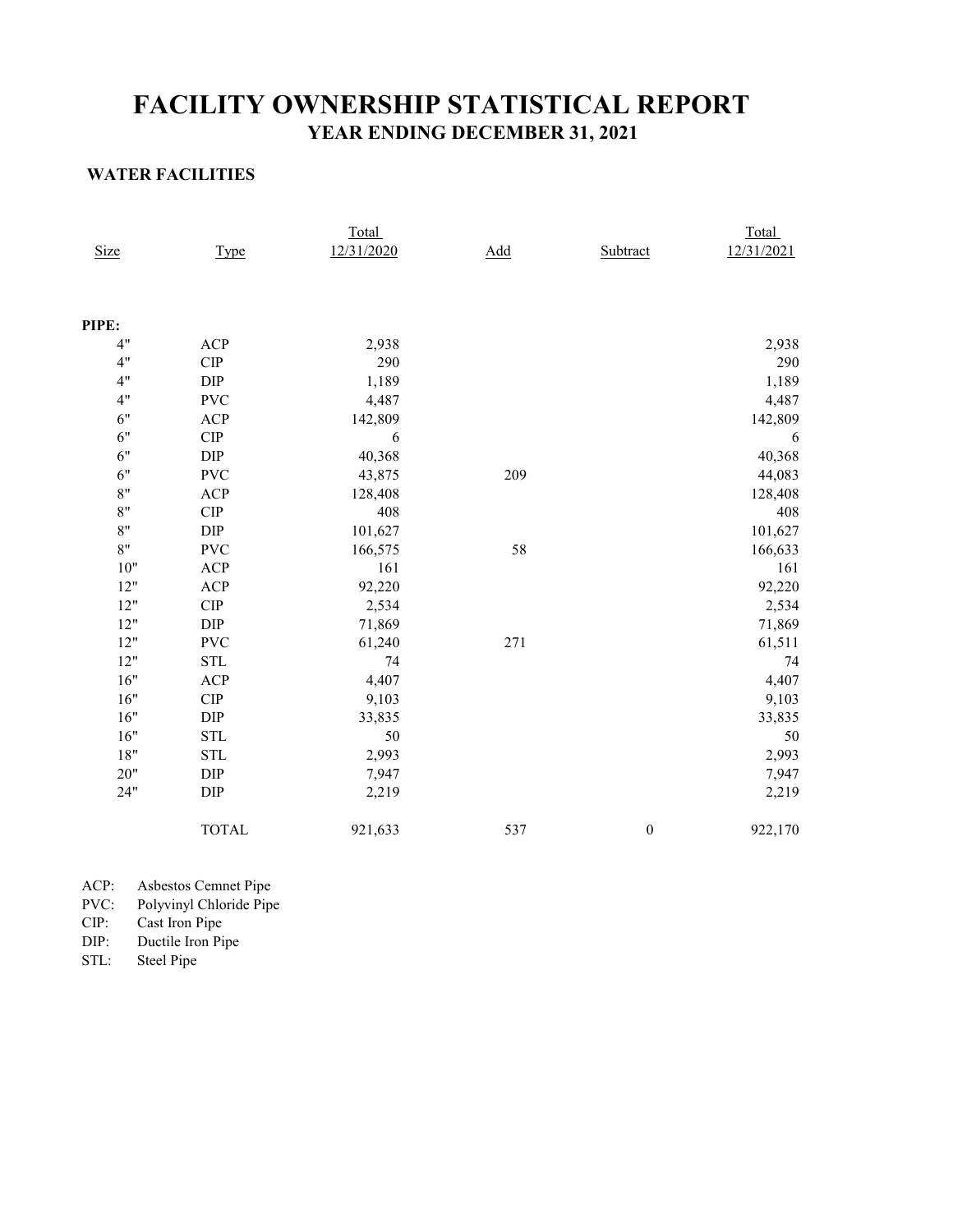# FACILITY OWNERSHIP STATISTICAL REPORT

## YEAR ENDING DECEMBER 31, 2021

### WATER FACILITIES

| Size | Type | Total 12/31/2020 | Add | Subtract | Total 12/31/2021 |
|---|---|---|---|---|---|
| **PIPE:** | | | | | |
| 4" | ACP | 2,938 | | | 2,938 |
| 4" | CIP | 290 | | | 290 |
| 4" | DIP | 1,189 | | | 1,189 |
| 4" | PVC | 4,487 | | | 4,487 |
| 6" | ACP | 142,809 | | | 142,809 |
| 6" | CIP | 6 | | | 6 |
| 6" | DIP | 40,368 | | | 40,368 |
| 6" | PVC | 43,875 | 209 | | 44,083 |
| 8" | ACP | 128,408 | | | 128,408 |
| 8" | CIP | 408 | | | 408 |
| 8" | DIP | 101,627 | | | 101,627 |
| 8" | PVC | 166,575 | 58 | | 166,633 |
| 10" | ACP | 161 | | | 161 |
| 12" | ACP | 92,220 | | | 92,220 |
| 12" | CIP | 2,534 | | | 2,534 |
| 12" | DIP | 71,869 | | | 71,869 |
| 12" | PVC | 61,240 | 271 | | 61,511 |
| 12" | STL | 74 | | | 74 |
| 16" | ACP | 4,407 | | | 4,407 |
| 16" | CIP | 9,103 | | | 9,103 |
| 16" | DIP | 33,835 | | | 33,835 |
| 16" | STL | 50 | | | 50 |
| 18" | STL | 2,993 | | | 2,993 |
| 20" | DIP | 7,947 | | | 7,947 |
| 24" | DIP | 2,219 | | | 2,219 |
| | TOTAL | 921,633 | 537 | 0 | 922,170 |

ACP: Asbestos Cemnet Pipe
PVC: Polyvinyl Chloride Pipe
CIP: Cast Iron Pipe
DIP: Ductile Iron Pipe
STL: Steel Pipe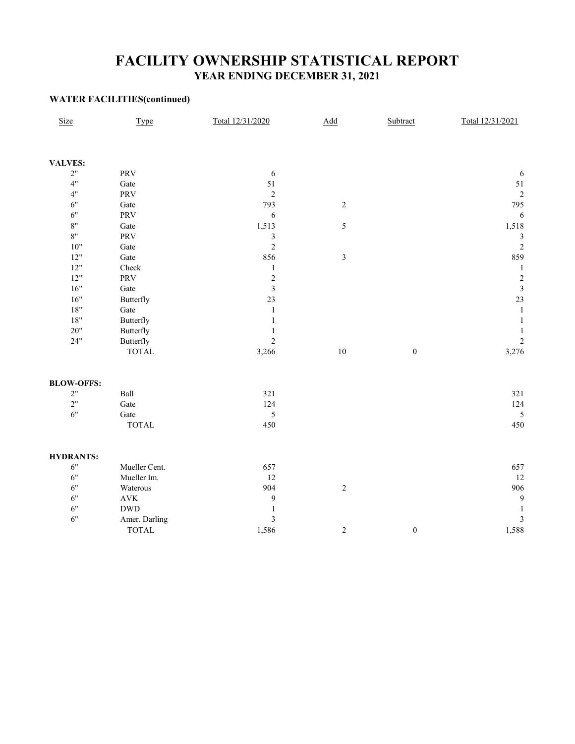# FACILITY OWNERSHIP STATISTICAL REPORT
## YEAR ENDING DECEMBER 31, 2021

### WATER FACILITIES(continued)

| Size | Type | Total 12/31/2020 | Add | Subtract | Total 12/31/2021 |
|---|---|---|---|---|---|
| **VALVES:** | | | | | |
| 2" | PRV | 6 | | | 6 |
| 4" | Gate | 51 | | | 51 |
| 4" | PRV | 2 | | | 2 |
| 6" | Gate | 793 | 2 | | 795 |
| 6" | PRV | 6 | | | 6 |
| 8" | Gate | 1,513 | 5 | | 1,518 |
| 8" | PRV | 3 | | | 3 |
| 10" | Gate | 2 | | | 2 |
| 12" | Gate | 856 | 3 | | 859 |
| 12" | Check | 1 | | | 1 |
| 12" | PRV | 2 | | | 2 |
| 16" | Gate | 3 | | | 3 |
| 16" | Butterfly | 23 | | | 23 |
| 18" | Gate | 1 | | | 1 |
| 18" | Butterfly | 1 | | | 1 |
| 20" | Butterfly | 1 | | | 1 |
| 24" | Butterfly | 2 | | | 2 |
| | TOTAL | 3,266 | 10 | 0 | 3,276 |
| **BLOW-OFFS:** | | | | | |
| 2" | Ball | 321 | | | 321 |
| 2" | Gate | 124 | | | 124 |
| 6" | Gate | 5 | | | 5 |
| | TOTAL | 450 | | | 450 |
| **HYDRANTS:** | | | | | |
| 6" | Mueller Cent. | 657 | | | 657 |
| 6" | Mueller Im. | 12 | | | 12 |
| 6" | Waterous | 904 | 2 | | 906 |
| 6" | AVK | 9 | | | 9 |
| 6" | DWD | 1 | | | 1 |
| 6" | Amer. Darling | 3 | | | 3 |
| | TOTAL | 1,586 | 2 | 0 | 1,588 |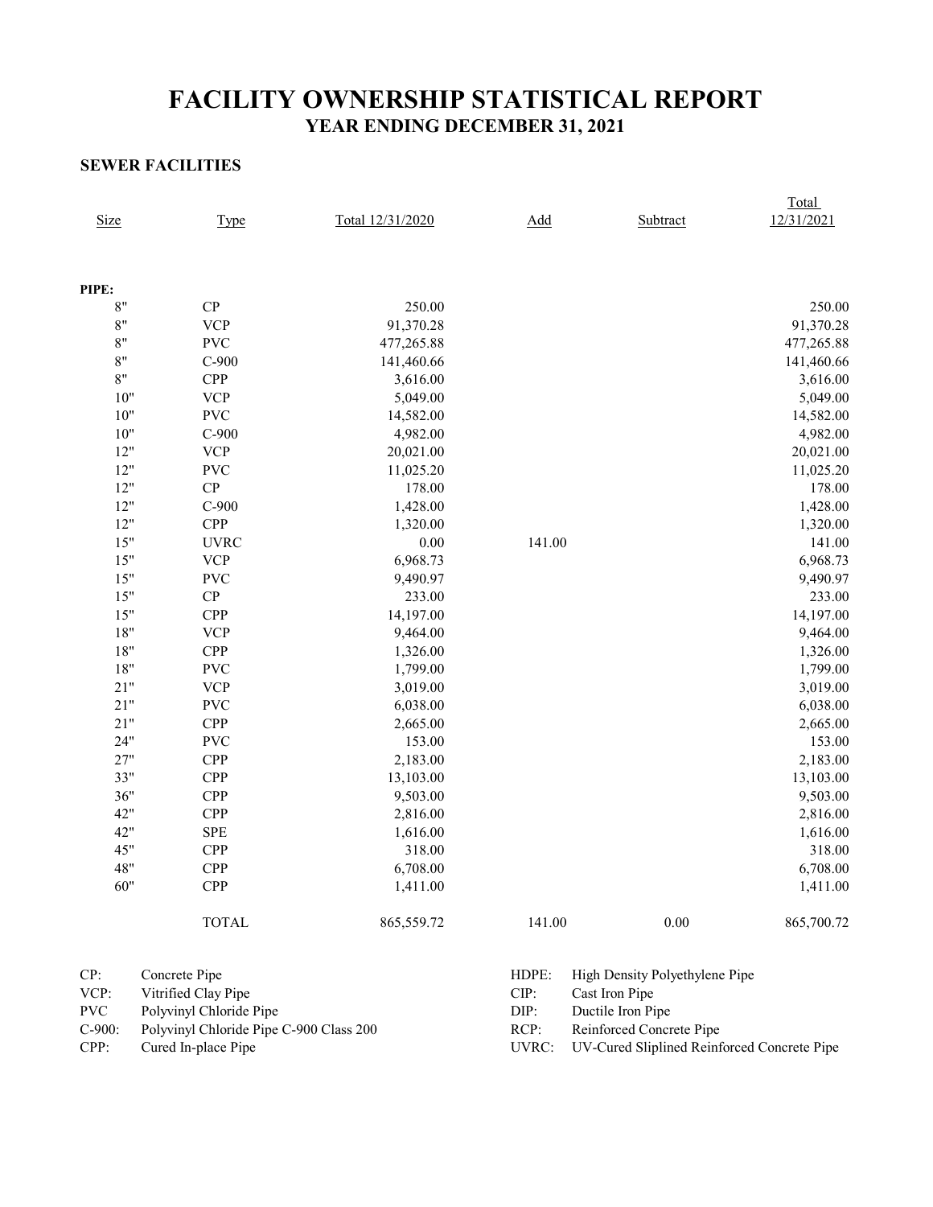# FACILITY OWNERSHIP STATISTICAL REPORT
## YEAR ENDING DECEMBER 31, 2021

### SEWER FACILITIES

| Size | Type | Total 12/31/2020 | Add | Subtract | Total 12/31/2021 |
|---|---|---|---|---|---|
| **PIPE:** | | | | | |
| 8" | CP | 250.00 | | | 250.00 |
| 8" | VCP | 91,370.28 | | | 91,370.28 |
| 8" | PVC | 477,265.88 | | | 477,265.88 |
| 8" | C-900 | 141,460.66 | | | 141,460.66 |
| 8" | CPP | 3,616.00 | | | 3,616.00 |
| 10" | VCP | 5,049.00 | | | 5,049.00 |
| 10" | PVC | 14,582.00 | | | 14,582.00 |
| 10" | C-900 | 4,982.00 | | | 4,982.00 |
| 12" | VCP | 20,021.00 | | | 20,021.00 |
| 12" | PVC | 11,025.20 | | | 11,025.20 |
| 12" | CP | 178.00 | | | 178.00 |
| 12" | C-900 | 1,428.00 | | | 1,428.00 |
| 12" | CPP | 1,320.00 | | | 1,320.00 |
| 15" | UVRC | 0.00 | 141.00 | | 141.00 |
| 15" | VCP | 6,968.73 | | | 6,968.73 |
| 15" | PVC | 9,490.97 | | | 9,490.97 |
| 15" | CP | 233.00 | | | 233.00 |
| 15" | CPP | 14,197.00 | | | 14,197.00 |
| 18" | VCP | 9,464.00 | | | 9,464.00 |
| 18" | CPP | 1,326.00 | | | 1,326.00 |
| 18" | PVC | 1,799.00 | | | 1,799.00 |
| 21" | VCP | 3,019.00 | | | 3,019.00 |
| 21" | PVC | 6,038.00 | | | 6,038.00 |
| 21" | CPP | 2,665.00 | | | 2,665.00 |
| 24" | PVC | 153.00 | | | 153.00 |
| 27" | CPP | 2,183.00 | | | 2,183.00 |
| 33" | CPP | 13,103.00 | | | 13,103.00 |
| 36" | CPP | 9,503.00 | | | 9,503.00 |
| 42" | CPP | 2,816.00 | | | 2,816.00 |
| 42" | SPE | 1,616.00 | | | 1,616.00 |
| 45" | CPP | 318.00 | | | 318.00 |
| 48" | CPP | 6,708.00 | | | 6,708.00 |
| 60" | CPP | 1,411.00 | | | 1,411.00 |
| | TOTAL | 865,559.72 | 141.00 | 0.00 | 865,700.72 |

CP: Concrete Pipe
VCP: Vitrified Clay Pipe
PVC Polyvinyl Chloride Pipe
C-900: Polyvinyl Chloride Pipe C-900 Class 200
CPP: Cured In-place Pipe

HDPE: High Density Polyethylene Pipe
CIP: Cast Iron Pipe
DIP: Ductile Iron Pipe
RCP: Reinforced Concrete Pipe
UVRC: UV-Cured Sliplined Reinforced Concrete Pipe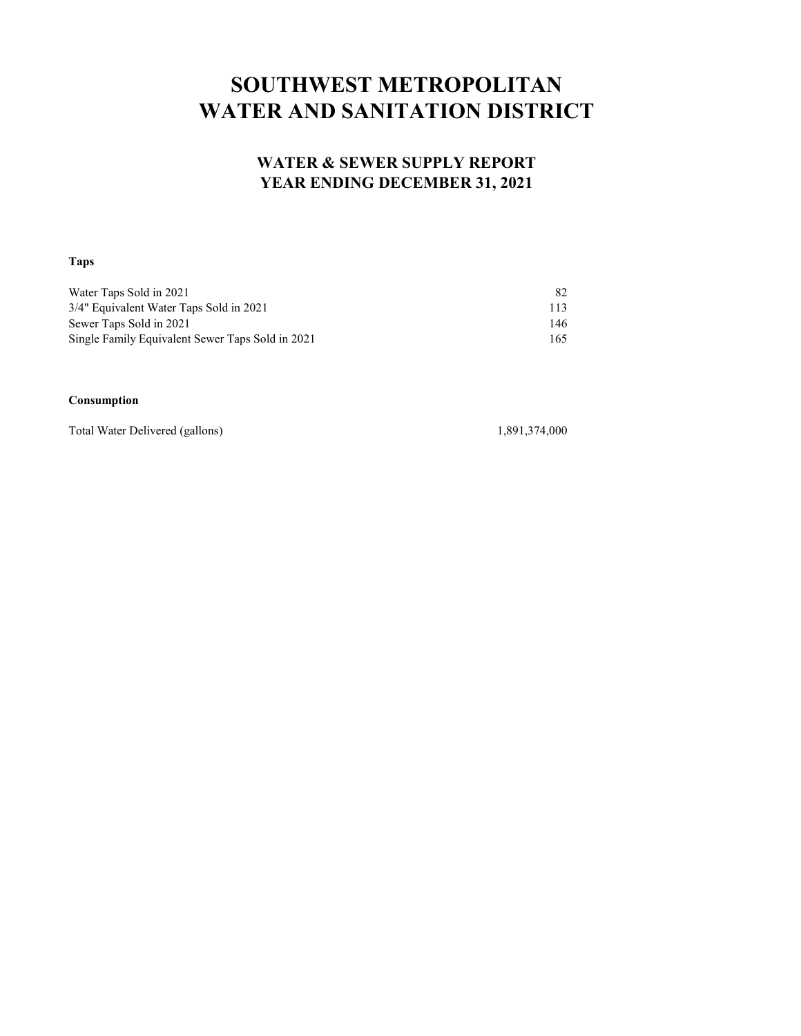# SOUTHWEST METROPOLITAN WATER AND SANITATION DISTRICT

## WATER & SEWER SUPPLY REPORT
## YEAR ENDING DECEMBER 31, 2021

**Taps**

| | |
|---|---|
| Water Taps Sold in 2021 | 82 |
| 3/4" Equivalent Water Taps Sold in 2021 | 113 |
| Sewer Taps Sold in 2021 | 146 |
| Single Family Equivalent Sewer Taps Sold in 2021 | 165 |

**Consumption**

| | |
|---|---|
| Total Water Delivered (gallons) | 1,891,374,000 |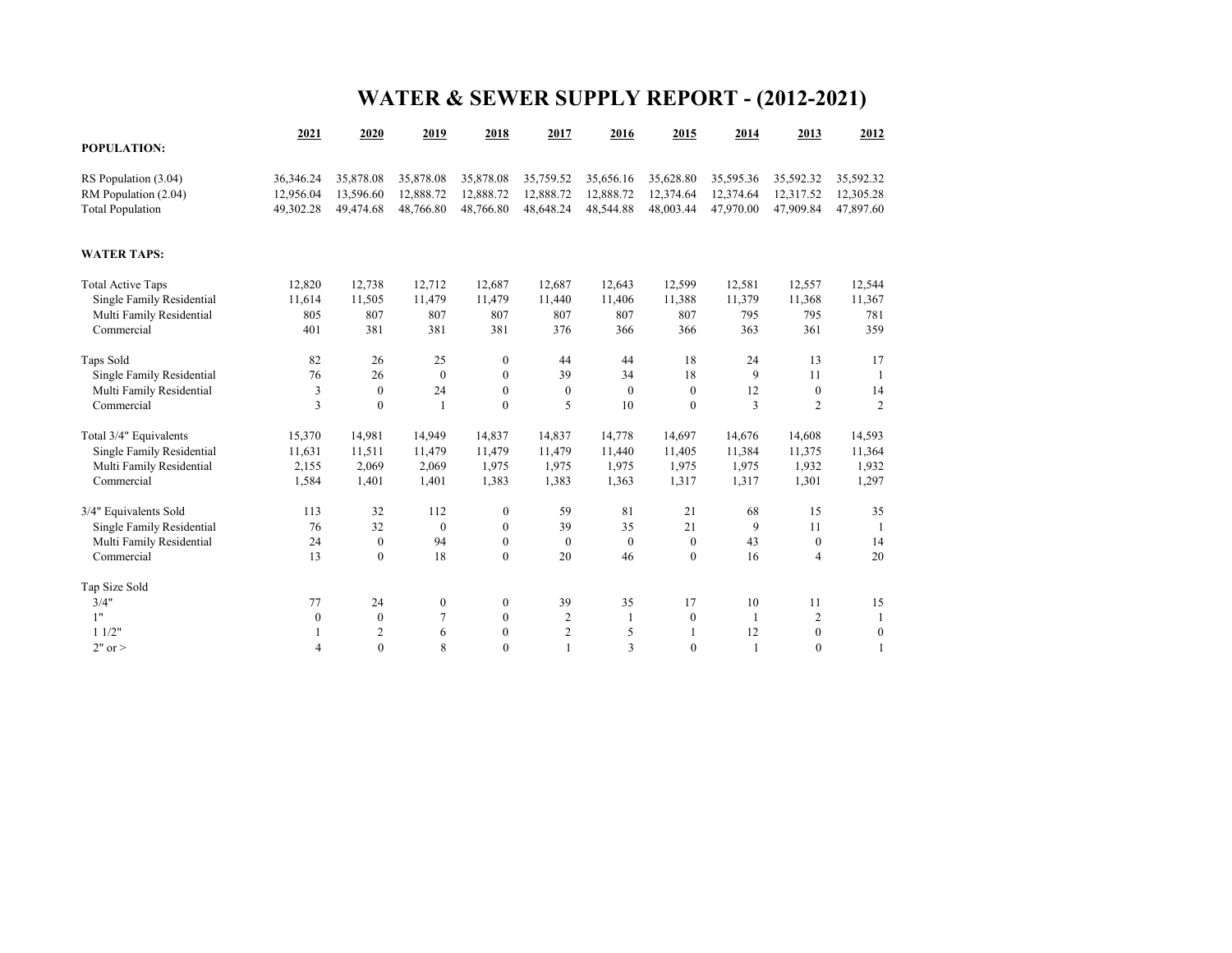# WATER & SEWER SUPPLY REPORT - (2012-2021)

| | 2021 | 2020 | 2019 | 2018 | 2017 | 2016 | 2015 | 2014 | 2013 | 2012 |
|---|---|---|---|---|---|---|---|---|---|---|
| **POPULATION:** | | | | | | | | | | |
| RS Population (3.04) | 36,346.24 | 35,878.08 | 35,878.08 | 35,878.08 | 35,759.52 | 35,656.16 | 35,628.80 | 35,595.36 | 35,592.32 | 35,592.32 |
| RM Population (2.04) | 12,956.04 | 13,596.60 | 12,888.72 | 12,888.72 | 12,888.72 | 12,888.72 | 12,374.64 | 12,374.64 | 12,317.52 | 12,305.28 |
| Total Population | 49,302.28 | 49,474.68 | 48,766.80 | 48,766.80 | 48,648.24 | 48,544.88 | 48,003.44 | 47,970.00 | 47,909.84 | 47,897.60 |
| **WATER TAPS:** | | | | | | | | | | |
| Total Active Taps | 12,820 | 12,738 | 12,712 | 12,687 | 12,687 | 12,643 | 12,599 | 12,581 | 12,557 | 12,544 |
| Single Family Residential | 11,614 | 11,505 | 11,479 | 11,479 | 11,440 | 11,406 | 11,388 | 11,379 | 11,368 | 11,367 |
| Multi Family Residential | 805 | 807 | 807 | 807 | 807 | 807 | 807 | 795 | 795 | 781 |
| Commercial | 401 | 381 | 381 | 381 | 376 | 366 | 366 | 363 | 361 | 359 |
| Taps Sold | 82 | 26 | 25 | 0 | 44 | 44 | 18 | 24 | 13 | 17 |
| Single Family Residential | 76 | 26 | 0 | 0 | 39 | 34 | 18 | 9 | 11 | 1 |
| Multi Family Residential | 3 | 0 | 24 | 0 | 0 | 0 | 0 | 12 | 0 | 14 |
| Commercial | 3 | 0 | 1 | 0 | 5 | 10 | 0 | 3 | 2 | 2 |
| Total 3/4" Equivalents | 15,370 | 14,981 | 14,949 | 14,837 | 14,837 | 14,778 | 14,697 | 14,676 | 14,608 | 14,593 |
| Single Family Residential | 11,631 | 11,511 | 11,479 | 11,479 | 11,479 | 11,440 | 11,405 | 11,384 | 11,375 | 11,364 |
| Multi Family Residential | 2,155 | 2,069 | 2,069 | 1,975 | 1,975 | 1,975 | 1,975 | 1,975 | 1,932 | 1,932 |
| Commercial | 1,584 | 1,401 | 1,401 | 1,383 | 1,383 | 1,363 | 1,317 | 1,317 | 1,301 | 1,297 |
| 3/4" Equivalents Sold | 113 | 32 | 112 | 0 | 59 | 81 | 21 | 68 | 15 | 35 |
| Single Family Residential | 76 | 32 | 0 | 0 | 39 | 35 | 21 | 9 | 11 | 1 |
| Multi Family Residential | 24 | 0 | 94 | 0 | 0 | 0 | 0 | 43 | 0 | 14 |
| Commercial | 13 | 0 | 18 | 0 | 20 | 46 | 0 | 16 | 4 | 20 |
| Tap Size Sold | | | | | | | | | | |
| 3/4" | 77 | 24 | 0 | 0 | 39 | 35 | 17 | 10 | 11 | 15 |
| 1" | 0 | 0 | 7 | 0 | 2 | 1 | 0 | 1 | 2 | 1 |
| 1 1/2" | 1 | 2 | 6 | 0 | 2 | 5 | 1 | 12 | 0 | 0 |
| 2" or > | 4 | 0 | 8 | 0 | 1 | 3 | 0 | 1 | 0 | 1 |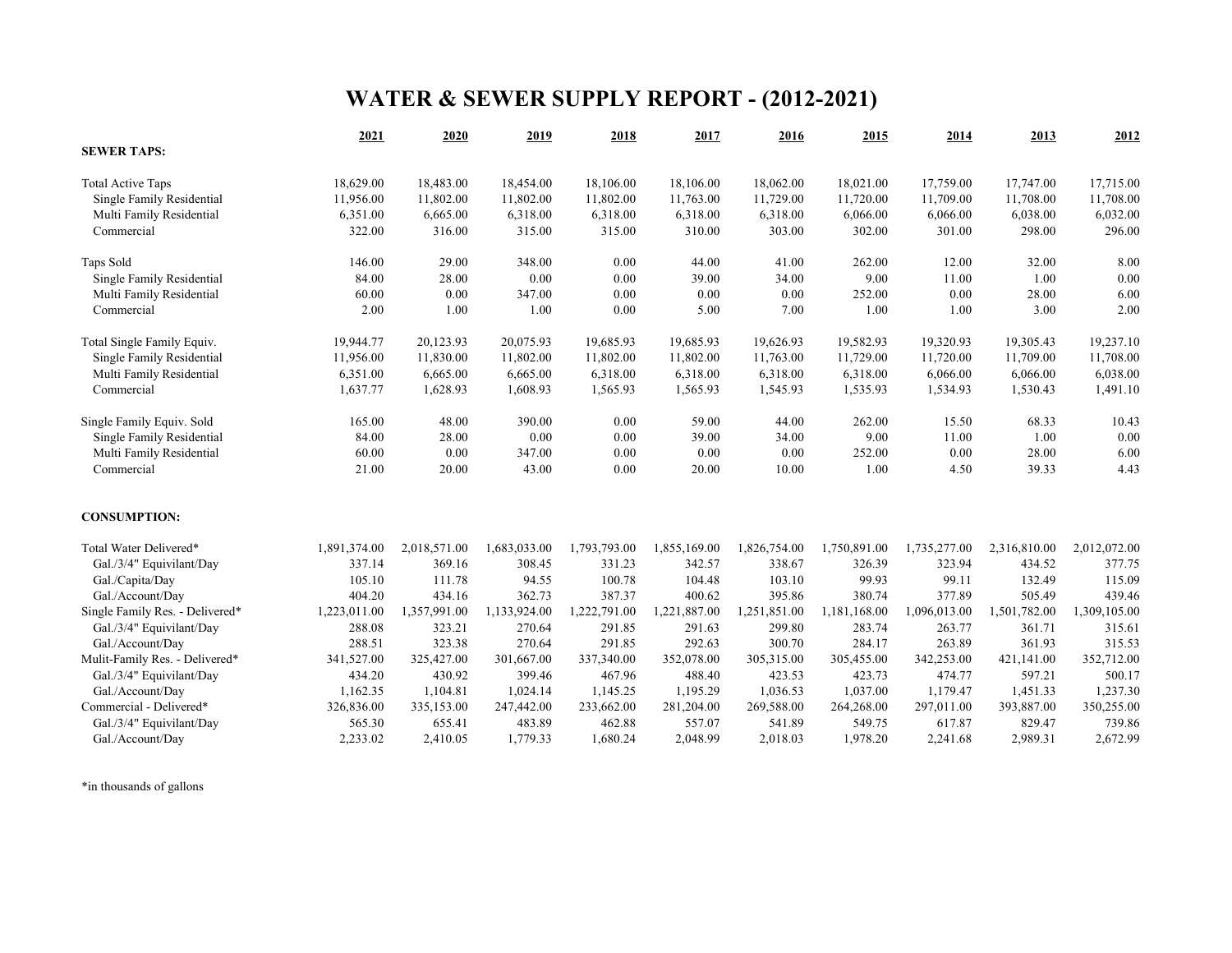# WATER & SEWER SUPPLY REPORT - (2012-2021)

| | 2021 | 2020 | 2019 | 2018 | 2017 | 2016 | 2015 | 2014 | 2013 | 2012 |
|---|---|---|---|---|---|---|---|---|---|---|
| **SEWER TAPS:** | | | | | | | | | | |
| Total Active Taps | 18,629.00 | 18,483.00 | 18,454.00 | 18,106.00 | 18,106.00 | 18,062.00 | 18,021.00 | 17,759.00 | 17,747.00 | 17,715.00 |
| Single Family Residential | 11,956.00 | 11,802.00 | 11,802.00 | 11,802.00 | 11,763.00 | 11,729.00 | 11,720.00 | 11,709.00 | 11,708.00 | 11,708.00 |
| Multi Family Residential | 6,351.00 | 6,665.00 | 6,318.00 | 6,318.00 | 6,318.00 | 6,318.00 | 6,066.00 | 6,066.00 | 6,038.00 | 6,032.00 |
| Commercial | 322.00 | 316.00 | 315.00 | 315.00 | 310.00 | 303.00 | 302.00 | 301.00 | 298.00 | 296.00 |
| Taps Sold | 146.00 | 29.00 | 348.00 | 0.00 | 44.00 | 41.00 | 262.00 | 12.00 | 32.00 | 8.00 |
| Single Family Residential | 84.00 | 28.00 | 0.00 | 0.00 | 39.00 | 34.00 | 9.00 | 11.00 | 1.00 | 0.00 |
| Multi Family Residential | 60.00 | 0.00 | 347.00 | 0.00 | 0.00 | 0.00 | 252.00 | 0.00 | 28.00 | 6.00 |
| Commercial | 2.00 | 1.00 | 1.00 | 0.00 | 5.00 | 7.00 | 1.00 | 1.00 | 3.00 | 2.00 |
| Total Single Family Equiv. | 19,944.77 | 20,123.93 | 20,075.93 | 19,685.93 | 19,685.93 | 19,626.93 | 19,582.93 | 19,320.93 | 19,305.43 | 19,237.10 |
| Single Family Residential | 11,956.00 | 11,830.00 | 11,802.00 | 11,802.00 | 11,802.00 | 11,763.00 | 11,729.00 | 11,720.00 | 11,709.00 | 11,708.00 |
| Multi Family Residential | 6,351.00 | 6,665.00 | 6,665.00 | 6,318.00 | 6,318.00 | 6,318.00 | 6,318.00 | 6,066.00 | 6,066.00 | 6,038.00 |
| Commercial | 1,637.77 | 1,628.93 | 1,608.93 | 1,565.93 | 1,565.93 | 1,545.93 | 1,535.93 | 1,534.93 | 1,530.43 | 1,491.10 |
| Single Family Equiv. Sold | 165.00 | 48.00 | 390.00 | 0.00 | 59.00 | 44.00 | 262.00 | 15.50 | 68.33 | 10.43 |
| Single Family Residential | 84.00 | 28.00 | 0.00 | 0.00 | 39.00 | 34.00 | 9.00 | 11.00 | 1.00 | 0.00 |
| Multi Family Residential | 60.00 | 0.00 | 347.00 | 0.00 | 0.00 | 0.00 | 252.00 | 0.00 | 28.00 | 6.00 |
| Commercial | 21.00 | 20.00 | 43.00 | 0.00 | 20.00 | 10.00 | 1.00 | 4.50 | 39.33 | 4.43 |
| **CONSUMPTION:** | | | | | | | | | | |
| Total Water Delivered* | 1,891,374.00 | 2,018,571.00 | 1,683,033.00 | 1,793,793.00 | 1,855,169.00 | 1,826,754.00 | 1,750,891.00 | 1,735,277.00 | 2,316,810.00 | 2,012,072.00 |
| Gal./3/4" Equivilant/Day | 337.14 | 369.16 | 308.45 | 331.23 | 342.57 | 338.67 | 326.39 | 323.94 | 434.52 | 377.75 |
| Gal./Capita/Day | 105.10 | 111.78 | 94.55 | 100.78 | 104.48 | 103.10 | 99.93 | 99.11 | 132.49 | 115.09 |
| Gal./Account/Day | 404.20 | 434.16 | 362.73 | 387.37 | 400.62 | 395.86 | 380.74 | 377.89 | 505.49 | 439.46 |
| Single Family Res. - Delivered* | 1,223,011.00 | 1,357,991.00 | 1,133,924.00 | 1,222,791.00 | 1,221,887.00 | 1,251,851.00 | 1,181,168.00 | 1,096,013.00 | 1,501,782.00 | 1,309,105.00 |
| Gal./3/4" Equivilant/Day | 288.08 | 323.21 | 270.64 | 291.85 | 291.63 | 299.80 | 283.74 | 263.77 | 361.71 | 315.61 |
| Gal./Account/Day | 288.51 | 323.38 | 270.64 | 291.85 | 292.63 | 300.70 | 284.17 | 263.89 | 361.93 | 315.53 |
| Mulit-Family Res. - Delivered* | 341,527.00 | 325,427.00 | 301,667.00 | 337,340.00 | 352,078.00 | 305,315.00 | 305,455.00 | 342,253.00 | 421,141.00 | 352,712.00 |
| Gal./3/4" Equivilant/Day | 434.20 | 430.92 | 399.46 | 467.96 | 488.40 | 423.53 | 423.73 | 474.77 | 597.21 | 500.17 |
| Gal./Account/Day | 1,162.35 | 1,104.81 | 1,024.14 | 1,145.25 | 1,195.29 | 1,036.53 | 1,037.00 | 1,179.47 | 1,451.33 | 1,237.30 |
| Commercial - Delivered* | 326,836.00 | 335,153.00 | 247,442.00 | 233,662.00 | 281,204.00 | 269,588.00 | 264,268.00 | 297,011.00 | 393,887.00 | 350,255.00 |
| Gal./3/4" Equivilant/Day | 565.30 | 655.41 | 483.89 | 462.88 | 557.07 | 541.89 | 549.75 | 617.87 | 829.47 | 739.86 |
| Gal./Account/Day | 2,233.02 | 2,410.05 | 1,779.33 | 1,680.24 | 2,048.99 | 2,018.03 | 1,978.20 | 2,241.68 | 2,989.31 | 2,672.99 |

*in thousands of gallons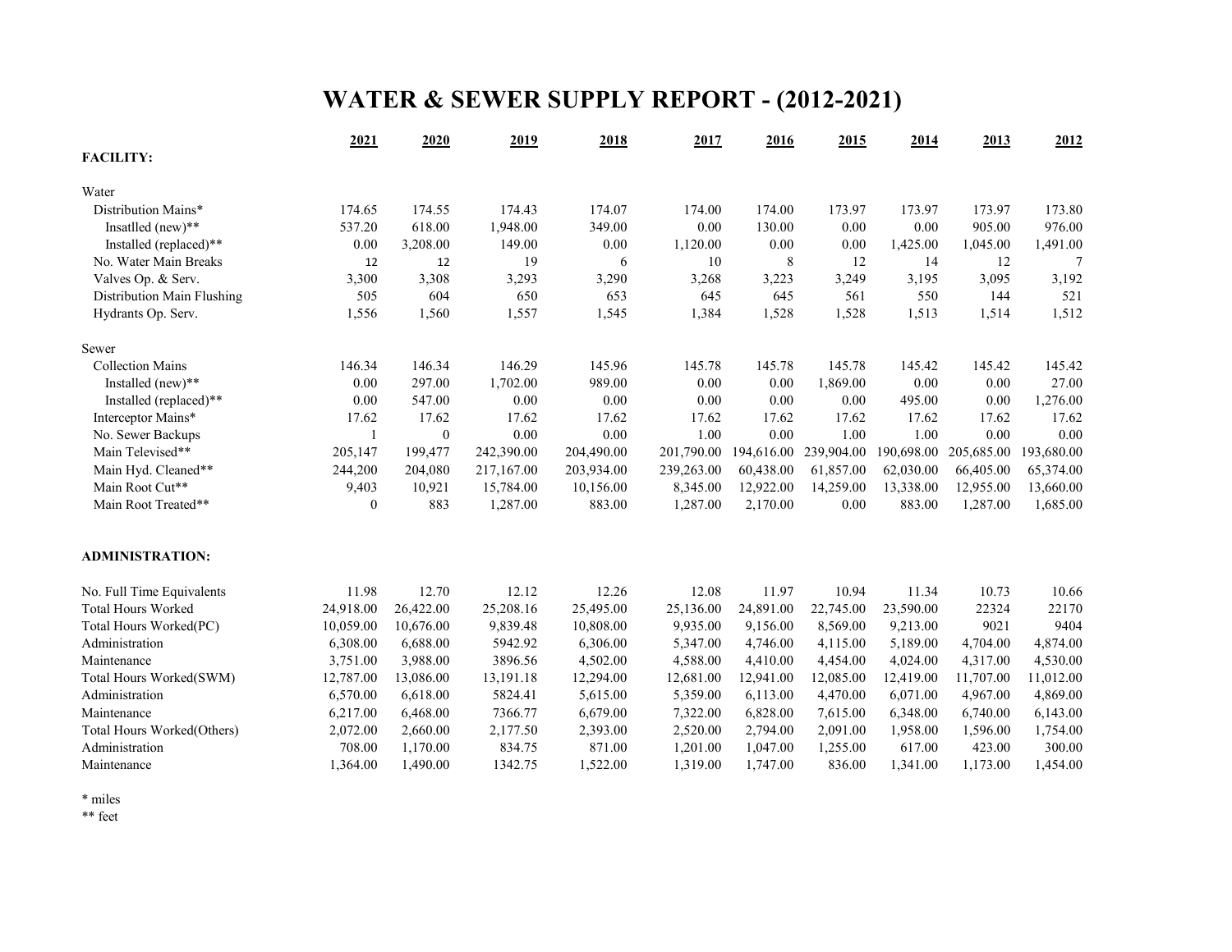# WATER & SEWER SUPPLY REPORT - (2012-2021)

| | 2021 | 2020 | 2019 | 2018 | 2017 | 2016 | 2015 | 2014 | 2013 | 2012 |
|---|---|---|---|---|---|---|---|---|---|---|
| **FACILITY:** | | | | | | | | | | |
| Water | | | | | | | | | | |
| Distribution Mains* | 174.65 | 174.55 | 174.43 | 174.07 | 174.00 | 174.00 | 173.97 | 173.97 | 173.97 | 173.80 |
| Insatlled (new)** | 537.20 | 618.00 | 1,948.00 | 349.00 | 0.00 | 130.00 | 0.00 | 0.00 | 905.00 | 976.00 |
| Installed (replaced)** | 0.00 | 3,208.00 | 149.00 | 0.00 | 1,120.00 | 0.00 | 0.00 | 1,425.00 | 1,045.00 | 1,491.00 |
| No. Water Main Breaks | 12 | 12 | 19 | 6 | 10 | 8 | 12 | 14 | 12 | 7 |
| Valves Op. & Serv. | 3,300 | 3,308 | 3,293 | 3,290 | 3,268 | 3,223 | 3,249 | 3,195 | 3,095 | 3,192 |
| Distribution Main Flushing | 505 | 604 | 650 | 653 | 645 | 645 | 561 | 550 | 144 | 521 |
| Hydrants Op. Serv. | 1,556 | 1,560 | 1,557 | 1,545 | 1,384 | 1,528 | 1,528 | 1,513 | 1,514 | 1,512 |
| Sewer | | | | | | | | | | |
| Collection Mains | 146.34 | 146.34 | 146.29 | 145.96 | 145.78 | 145.78 | 145.78 | 145.42 | 145.42 | 145.42 |
| Installed (new)** | 0.00 | 297.00 | 1,702.00 | 989.00 | 0.00 | 0.00 | 1,869.00 | 0.00 | 0.00 | 27.00 |
| Installed (replaced)** | 0.00 | 547.00 | 0.00 | 0.00 | 0.00 | 0.00 | 0.00 | 495.00 | 0.00 | 1,276.00 |
| Interceptor Mains* | 17.62 | 17.62 | 17.62 | 17.62 | 17.62 | 17.62 | 17.62 | 17.62 | 17.62 | 17.62 |
| No. Sewer Backups | 1 | 0 | 0.00 | 0.00 | 1.00 | 0.00 | 1.00 | 1.00 | 0.00 | 0.00 |
| Main Televised** | 205,147 | 199,477 | 242,390.00 | 204,490.00 | 201,790.00 | 194,616.00 | 239,904.00 | 190,698.00 | 205,685.00 | 193,680.00 |
| Main Hyd. Cleaned** | 244,200 | 204,080 | 217,167.00 | 203,934.00 | 239,263.00 | 60,438.00 | 61,857.00 | 62,030.00 | 66,405.00 | 65,374.00 |
| Main Root Cut** | 9,403 | 10,921 | 15,784.00 | 10,156.00 | 8,345.00 | 12,922.00 | 14,259.00 | 13,338.00 | 12,955.00 | 13,660.00 |
| Main Root Treated** | 0 | 883 | 1,287.00 | 883.00 | 1,287.00 | 2,170.00 | 0.00 | 883.00 | 1,287.00 | 1,685.00 |
| **ADMINISTRATION:** | | | | | | | | | | |
| No. Full Time Equivalents | 11.98 | 12.70 | 12.12 | 12.26 | 12.08 | 11.97 | 10.94 | 11.34 | 10.73 | 10.66 |
| Total Hours Worked | 24,918.00 | 26,422.00 | 25,208.16 | 25,495.00 | 25,136.00 | 24,891.00 | 22,745.00 | 23,590.00 | 22324 | 22170 |
| Total Hours Worked(PC) | 10,059.00 | 10,676.00 | 9,839.48 | 10,808.00 | 9,935.00 | 9,156.00 | 8,569.00 | 9,213.00 | 9021 | 9404 |
| Administration | 6,308.00 | 6,688.00 | 5942.92 | 6,306.00 | 5,347.00 | 4,746.00 | 4,115.00 | 5,189.00 | 4,704.00 | 4,874.00 |
| Maintenance | 3,751.00 | 3,988.00 | 3896.56 | 4,502.00 | 4,588.00 | 4,410.00 | 4,454.00 | 4,024.00 | 4,317.00 | 4,530.00 |
| Total Hours Worked(SWM) | 12,787.00 | 13,086.00 | 13,191.18 | 12,294.00 | 12,681.00 | 12,941.00 | 12,085.00 | 12,419.00 | 11,707.00 | 11,012.00 |
| Administration | 6,570.00 | 6,618.00 | 5824.41 | 5,615.00 | 5,359.00 | 6,113.00 | 4,470.00 | 6,071.00 | 4,967.00 | 4,869.00 |
| Maintenance | 6,217.00 | 6,468.00 | 7366.77 | 6,679.00 | 7,322.00 | 6,828.00 | 7,615.00 | 6,348.00 | 6,740.00 | 6,143.00 |
| Total Hours Worked(Others) | 2,072.00 | 2,660.00 | 2,177.50 | 2,393.00 | 2,520.00 | 2,794.00 | 2,091.00 | 1,958.00 | 1,596.00 | 1,754.00 |
| Administration | 708.00 | 1,170.00 | 834.75 | 871.00 | 1,201.00 | 1,047.00 | 1,255.00 | 617.00 | 423.00 | 300.00 |
| Maintenance | 1,364.00 | 1,490.00 | 1342.75 | 1,522.00 | 1,319.00 | 1,747.00 | 836.00 | 1,341.00 | 1,173.00 | 1,454.00 |

\* miles

\*\* feet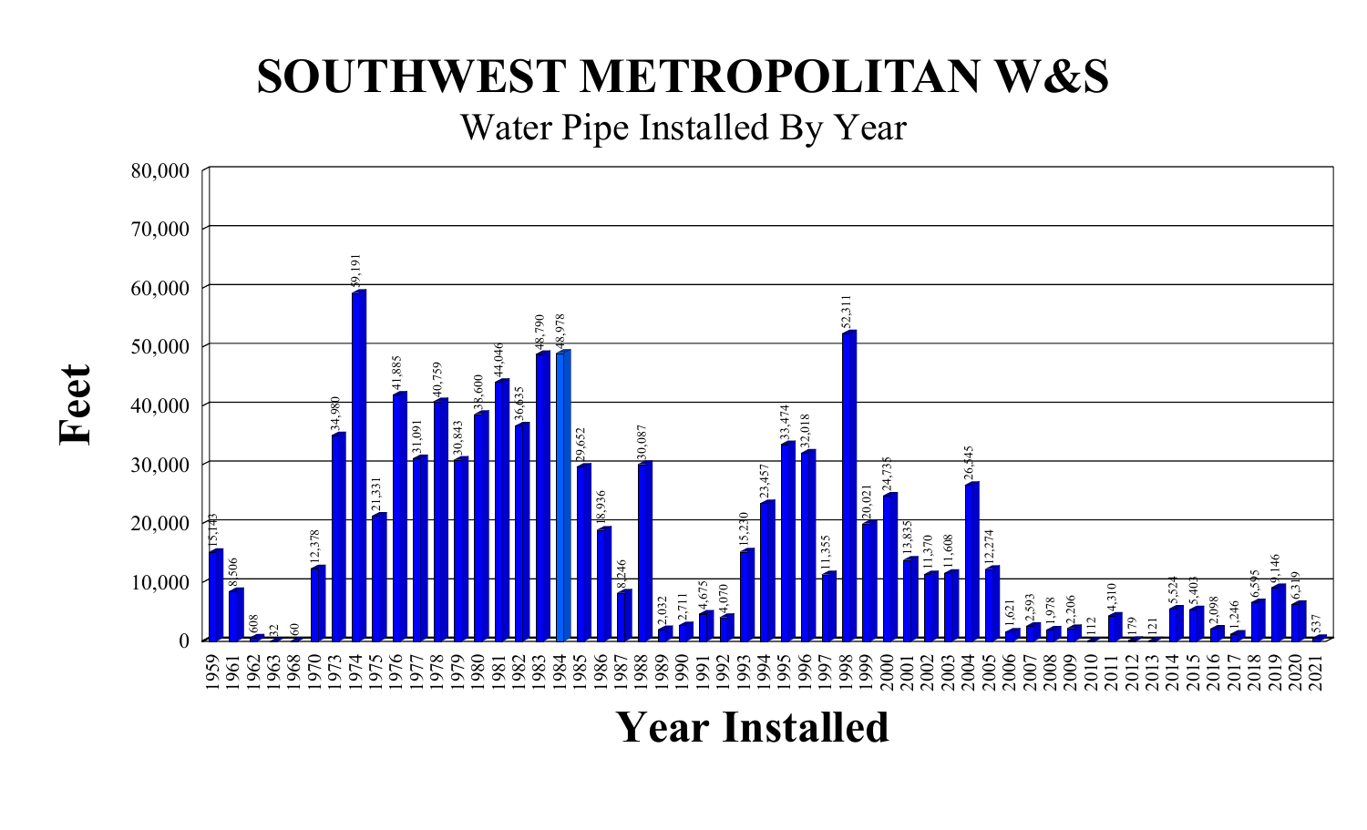# SOUTHWEST METROPOLITAN W&S

## Water Pipe Installed By Year

| Year Installed | Feet |
|---|---|
| 1959 | 15,143 |
| 1961 | 8,506 |
| 1962 | 608 |
| 1963 | 32 |
| 1968 | 60 |
| 1970 | 12,378 |
| 1973 | 34,980 |
| 1974 | 59,191 |
| 1975 | 21,331 |
| 1976 | 41,885 |
| 1977 | 31,091 |
| 1978 | 40,759 |
| 1979 | 30,843 |
| 1980 | 38,600 |
| 1981 | 44,046 |
| 1982 | 36,635 |
| 1983 | 48,790 |
| 1984 | 48,978 |
| 1985 | 29,652 |
| 1986 | 18,936 |
| 1987 | 8,246 |
| 1988 | 30,087 |
| 1989 | 2,032 |
| 1990 | 2,711 |
| 1991 | 4,675 |
| 1992 | 4,070 |
| 1993 | 15,230 |
| 1994 | 23,457 |
| 1995 | 33,474 |
| 1996 | 32,018 |
| 1997 | 11,355 |
| 1998 | 52,311 |
| 1999 | 20,021 |
| 2000 | 24,735 |
| 2001 | 13,835 |
| 2002 | 11,370 |
| 2003 | 11,608 |
| 2004 | 26,545 |
| 2005 | 12,274 |
| 2006 | 1,621 |
| 2007 | 2,593 |
| 2008 | 1,978 |
| 2009 | 2,206 |
| 2010 | 112 |
| 2011 | 4,310 |
| 2012 | 179 |
| 2013 | 121 |
| 2014 | 5,524 |
| 2015 | 5,403 |
| 2016 | 2,098 |
| 2017 | 1,246 |
| 2018 | 6,595 |
| 2019 | 9,146 |
| 2020 | 6,319 |
| 2021 | 537 |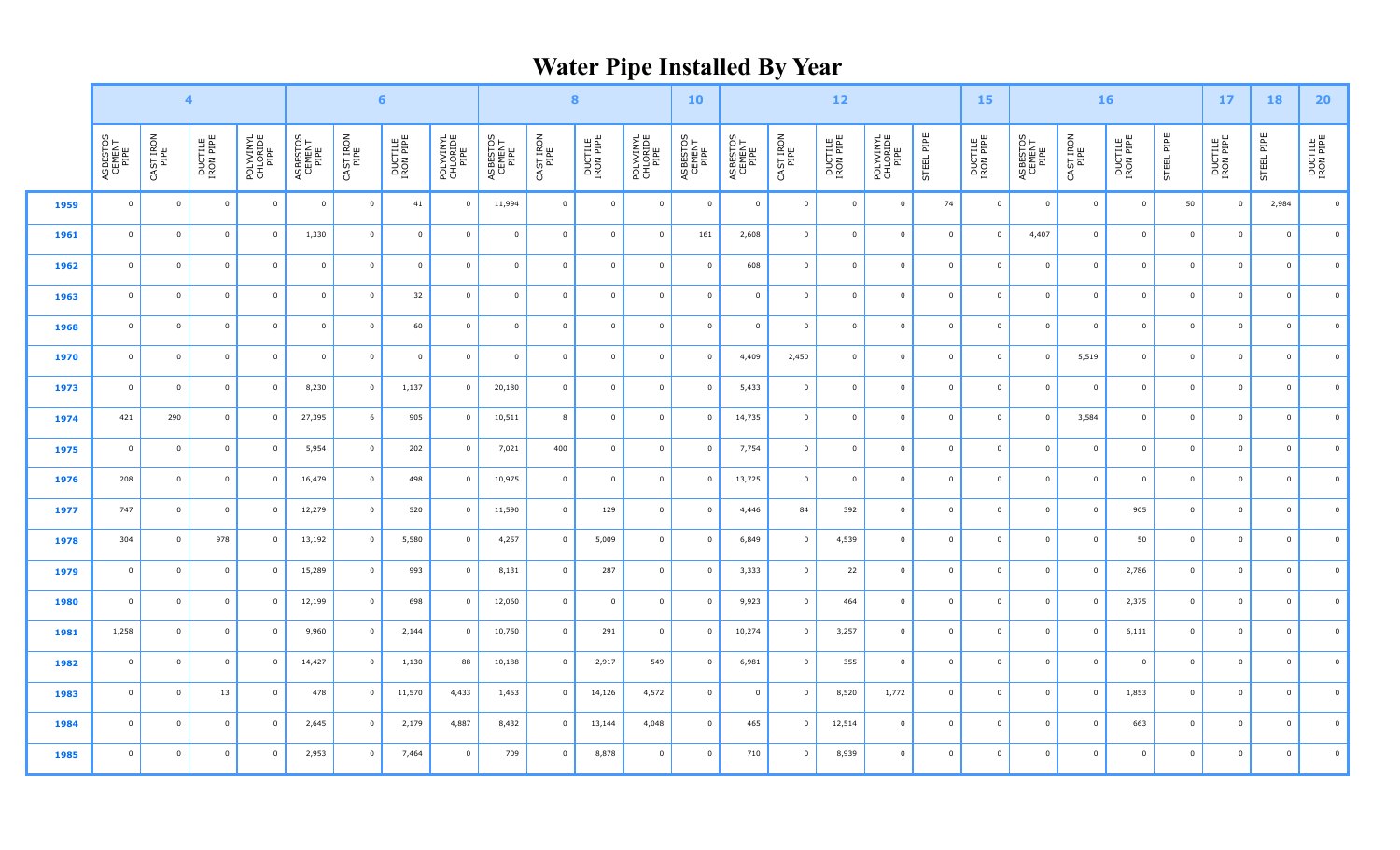# Water Pipe Installed By Year

| | 4 | | | | 6 | | | | 8 | | | | 10 | 12 | | | | | 15 | 16 | | | | 17 | 18 | 20 |
|---|---|---|---|---|---|---|---|---|---|---|---|---|---|---|---|---|---|---|---|---|---|---|---|---|---|---|
| | ASBESTOS CEMENT PIPE | CAST IRON PIPE | DUCTILE IRON PIPE | POLYVINYL CHLORIDE PIPE | ASBESTOS CEMENT PIPE | CAST IRON PIPE | DUCTILE IRON PIPE | POLYVINYL CHLORIDE PIPE | ASBESTOS CEMENT PIPE | CAST IRON PIPE | DUCTILE IRON PIPE | POLYVINYL CHLORIDE PIPE | ASBESTOS CEMENT PIPE | ASBESTOS CEMENT PIPE | CAST IRON PIPE | DUCTILE IRON PIPE | POLYVINYL CHLORIDE PIPE | STEEL PIPE | DUCTILE IRON PIPE | ASBESTOS CEMENT PIPE | CAST IRON PIPE | DUCTILE IRON PIPE | STEEL PIPE | DUCTILE IRON PIPE | STEEL PIPE | DUCTILE IRON PIPE |
| 1959 | 0 | 0 | 0 | 0 | 0 | 0 | 41 | 0 | 11,994 | 0 | 0 | 0 | 0 | 0 | 0 | 0 | 0 | 74 | 0 | 0 | 0 | 0 | 50 | 0 | 2,984 | 0 |
| 1961 | 0 | 0 | 0 | 0 | 1,330 | 0 | 0 | 0 | 0 | 0 | 0 | 0 | 161 | 2,608 | 0 | 0 | 0 | 0 | 0 | 4,407 | 0 | 0 | 0 | 0 | 0 | 0 |
| 1962 | 0 | 0 | 0 | 0 | 0 | 0 | 0 | 0 | 0 | 0 | 0 | 0 | 0 | 608 | 0 | 0 | 0 | 0 | 0 | 0 | 0 | 0 | 0 | 0 | 0 | 0 |
| 1963 | 0 | 0 | 0 | 0 | 0 | 0 | 32 | 0 | 0 | 0 | 0 | 0 | 0 | 0 | 0 | 0 | 0 | 0 | 0 | 0 | 0 | 0 | 0 | 0 | 0 | 0 |
| 1968 | 0 | 0 | 0 | 0 | 0 | 0 | 60 | 0 | 0 | 0 | 0 | 0 | 0 | 0 | 0 | 0 | 0 | 0 | 0 | 0 | 0 | 0 | 0 | 0 | 0 | 0 |
| 1970 | 0 | 0 | 0 | 0 | 0 | 0 | 0 | 0 | 0 | 0 | 0 | 0 | 0 | 4,409 | 2,450 | 0 | 0 | 0 | 0 | 0 | 5,519 | 0 | 0 | 0 | 0 | 0 |
| 1973 | 0 | 0 | 0 | 0 | 8,230 | 0 | 1,137 | 0 | 20,180 | 0 | 0 | 0 | 0 | 5,433 | 0 | 0 | 0 | 0 | 0 | 0 | 0 | 0 | 0 | 0 | 0 | 0 |
| 1974 | 421 | 290 | 0 | 0 | 27,395 | 6 | 905 | 0 | 10,511 | 8 | 0 | 0 | 0 | 14,735 | 0 | 0 | 0 | 0 | 0 | 0 | 3,584 | 0 | 0 | 0 | 0 | 0 |
| 1975 | 0 | 0 | 0 | 0 | 5,954 | 0 | 202 | 0 | 7,021 | 400 | 0 | 0 | 0 | 7,754 | 0 | 0 | 0 | 0 | 0 | 0 | 0 | 0 | 0 | 0 | 0 | 0 |
| 1976 | 208 | 0 | 0 | 0 | 16,479 | 0 | 498 | 0 | 10,975 | 0 | 0 | 0 | 0 | 13,725 | 0 | 0 | 0 | 0 | 0 | 0 | 0 | 0 | 0 | 0 | 0 | 0 |
| 1977 | 747 | 0 | 0 | 0 | 12,279 | 0 | 520 | 0 | 11,590 | 0 | 129 | 0 | 0 | 4,446 | 84 | 392 | 0 | 0 | 0 | 0 | 0 | 905 | 0 | 0 | 0 | 0 |
| 1978 | 304 | 0 | 978 | 0 | 13,192 | 0 | 5,580 | 0 | 4,257 | 0 | 5,009 | 0 | 0 | 6,849 | 0 | 4,539 | 0 | 0 | 0 | 0 | 0 | 50 | 0 | 0 | 0 | 0 |
| 1979 | 0 | 0 | 0 | 0 | 15,289 | 0 | 993 | 0 | 8,131 | 0 | 287 | 0 | 0 | 3,333 | 0 | 22 | 0 | 0 | 0 | 0 | 0 | 2,786 | 0 | 0 | 0 | 0 |
| 1980 | 0 | 0 | 0 | 0 | 12,199 | 0 | 698 | 0 | 12,060 | 0 | 0 | 0 | 0 | 9,923 | 0 | 464 | 0 | 0 | 0 | 0 | 0 | 2,375 | 0 | 0 | 0 | 0 |
| 1981 | 1,258 | 0 | 0 | 0 | 9,960 | 0 | 2,144 | 0 | 10,750 | 0 | 291 | 0 | 0 | 10,274 | 0 | 3,257 | 0 | 0 | 0 | 0 | 0 | 6,111 | 0 | 0 | 0 | 0 |
| 1982 | 0 | 0 | 0 | 0 | 14,427 | 0 | 1,130 | 88 | 10,188 | 0 | 2,917 | 549 | 0 | 6,981 | 0 | 355 | 0 | 0 | 0 | 0 | 0 | 0 | 0 | 0 | 0 | 0 |
| 1983 | 0 | 0 | 13 | 0 | 478 | 0 | 11,570 | 4,433 | 1,453 | 0 | 14,126 | 4,572 | 0 | 0 | 0 | 8,520 | 1,772 | 0 | 0 | 0 | 0 | 1,853 | 0 | 0 | 0 | 0 |
| 1984 | 0 | 0 | 0 | 0 | 2,645 | 0 | 2,179 | 4,887 | 8,432 | 0 | 13,144 | 4,048 | 0 | 465 | 0 | 12,514 | 0 | 0 | 0 | 0 | 0 | 663 | 0 | 0 | 0 | 0 |
| 1985 | 0 | 0 | 0 | 0 | 2,953 | 0 | 7,464 | 0 | 709 | 0 | 8,878 | 0 | 0 | 710 | 0 | 8,939 | 0 | 0 | 0 | 0 | 0 | 0 | 0 | 0 | 0 | 0 |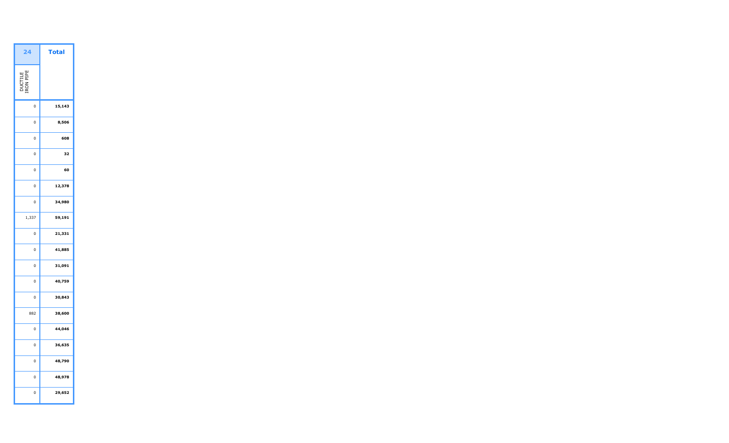| 24 | Total |
|---|---|
| DUCTILE IRON PIPE | |
| 0 | **15,143** |
| 0 | **8,506** |
| 0 | **608** |
| 0 | **32** |
| 0 | **60** |
| 0 | **12,378** |
| 0 | **34,980** |
| 1,337 | **59,191** |
| 0 | **21,331** |
| 0 | **41,885** |
| 0 | **31,091** |
| 0 | **40,759** |
| 0 | **30,843** |
| 882 | **38,600** |
| 0 | **44,046** |
| 0 | **36,635** |
| 0 | **48,790** |
| 0 | **48,978** |
| 0 | **29,652** |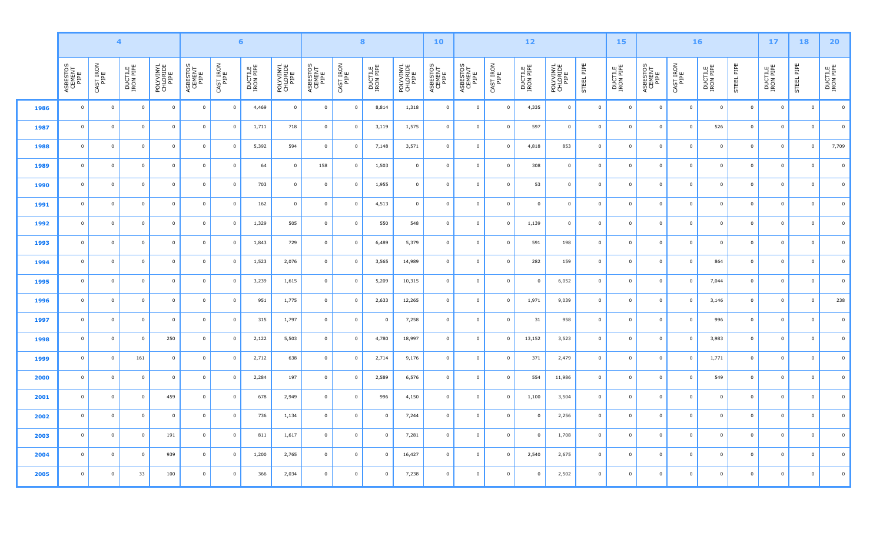| | 4 | | | | 6 | | | | 8 | | | | 10 | 12 | | | | | 15 | 16 | | | | 17 | 18 | 20 |
|---|---|---|---|---|---|---|---|---|---|---|---|---|---|---|---|---|---|---|---|---|---|---|---|---|---|---|
| | ASBESTOS CEMENT PIPE | CAST IRON PIPE | DUCTILE IRON PIPE | POLYVINYL CHLORIDE PIPE | ASBESTOS CEMENT PIPE | CAST IRON PIPE | DUCTILE IRON PIPE | POLYVINYL CHLORIDE PIPE | ASBESTOS CEMENT PIPE | CAST IRON PIPE | DUCTILE IRON PIPE | POLYVINYL CHLORIDE PIPE | ASBESTOS CEMENT PIPE | ASBESTOS CEMENT PIPE | CAST IRON PIPE | DUCTILE IRON PIPE | POLYVINYL CHLORIDE PIPE | STEEL PIPE | DUCTILE IRON PIPE | ASBESTOS CEMENT PIPE | CAST IRON PIPE | DUCTILE IRON PIPE | STEEL PIPE | DUCTILE IRON PIPE | STEEL PIPE | DUCTILE IRON PIPE |
| **1986** | 0 | 0 | 0 | 0 | 0 | 0 | 4,469 | 0 | 0 | 0 | 8,814 | 1,318 | 0 | 0 | 0 | 4,335 | 0 | 0 | 0 | 0 | 0 | 0 | 0 | 0 | 0 | 0 |
| **1987** | 0 | 0 | 0 | 0 | 0 | 0 | 1,711 | 718 | 0 | 0 | 3,119 | 1,575 | 0 | 0 | 0 | 597 | 0 | 0 | 0 | 0 | 0 | 526 | 0 | 0 | 0 | 0 |
| **1988** | 0 | 0 | 0 | 0 | 0 | 0 | 5,392 | 594 | 0 | 0 | 7,148 | 3,571 | 0 | 0 | 0 | 4,818 | 853 | 0 | 0 | 0 | 0 | 0 | 0 | 0 | 0 | 7,709 |
| **1989** | 0 | 0 | 0 | 0 | 0 | 0 | 64 | 0 | 158 | 0 | 1,503 | 0 | 0 | 0 | 0 | 308 | 0 | 0 | 0 | 0 | 0 | 0 | 0 | 0 | 0 | 0 |
| **1990** | 0 | 0 | 0 | 0 | 0 | 0 | 703 | 0 | 0 | 0 | 1,955 | 0 | 0 | 0 | 0 | 53 | 0 | 0 | 0 | 0 | 0 | 0 | 0 | 0 | 0 | 0 |
| **1991** | 0 | 0 | 0 | 0 | 0 | 0 | 162 | 0 | 0 | 0 | 4,513 | 0 | 0 | 0 | 0 | 0 | 0 | 0 | 0 | 0 | 0 | 0 | 0 | 0 | 0 | 0 |
| **1992** | 0 | 0 | 0 | 0 | 0 | 0 | 1,329 | 505 | 0 | 0 | 550 | 548 | 0 | 0 | 0 | 1,139 | 0 | 0 | 0 | 0 | 0 | 0 | 0 | 0 | 0 | 0 |
| **1993** | 0 | 0 | 0 | 0 | 0 | 0 | 1,843 | 729 | 0 | 0 | 6,489 | 5,379 | 0 | 0 | 0 | 591 | 198 | 0 | 0 | 0 | 0 | 0 | 0 | 0 | 0 | 0 |
| **1994** | 0 | 0 | 0 | 0 | 0 | 0 | 1,523 | 2,076 | 0 | 0 | 3,565 | 14,989 | 0 | 0 | 0 | 282 | 159 | 0 | 0 | 0 | 0 | 864 | 0 | 0 | 0 | 0 |
| **1995** | 0 | 0 | 0 | 0 | 0 | 0 | 3,239 | 1,615 | 0 | 0 | 5,209 | 10,315 | 0 | 0 | 0 | 0 | 6,052 | 0 | 0 | 0 | 0 | 7,044 | 0 | 0 | 0 | 0 |
| **1996** | 0 | 0 | 0 | 0 | 0 | 0 | 951 | 1,775 | 0 | 0 | 2,633 | 12,265 | 0 | 0 | 0 | 1,971 | 9,039 | 0 | 0 | 0 | 0 | 3,146 | 0 | 0 | 0 | 238 |
| **1997** | 0 | 0 | 0 | 0 | 0 | 0 | 315 | 1,797 | 0 | 0 | 0 | 7,258 | 0 | 0 | 0 | 31 | 958 | 0 | 0 | 0 | 0 | 996 | 0 | 0 | 0 | 0 |
| **1998** | 0 | 0 | 0 | 250 | 0 | 0 | 2,122 | 5,503 | 0 | 0 | 4,780 | 18,997 | 0 | 0 | 0 | 13,152 | 3,523 | 0 | 0 | 0 | 0 | 3,983 | 0 | 0 | 0 | 0 |
| **1999** | 0 | 0 | 161 | 0 | 0 | 0 | 2,712 | 638 | 0 | 0 | 2,714 | 9,176 | 0 | 0 | 0 | 371 | 2,479 | 0 | 0 | 0 | 0 | 1,771 | 0 | 0 | 0 | 0 |
| **2000** | 0 | 0 | 0 | 0 | 0 | 0 | 2,284 | 197 | 0 | 0 | 2,589 | 6,576 | 0 | 0 | 0 | 554 | 11,986 | 0 | 0 | 0 | 0 | 549 | 0 | 0 | 0 | 0 |
| **2001** | 0 | 0 | 0 | 459 | 0 | 0 | 678 | 2,949 | 0 | 0 | 996 | 4,150 | 0 | 0 | 0 | 1,100 | 3,504 | 0 | 0 | 0 | 0 | 0 | 0 | 0 | 0 | 0 |
| **2002** | 0 | 0 | 0 | 0 | 0 | 0 | 736 | 1,134 | 0 | 0 | 0 | 7,244 | 0 | 0 | 0 | 0 | 2,256 | 0 | 0 | 0 | 0 | 0 | 0 | 0 | 0 | 0 |
| **2003** | 0 | 0 | 0 | 191 | 0 | 0 | 811 | 1,617 | 0 | 0 | 0 | 7,281 | 0 | 0 | 0 | 0 | 1,708 | 0 | 0 | 0 | 0 | 0 | 0 | 0 | 0 | 0 |
| **2004** | 0 | 0 | 0 | 939 | 0 | 0 | 1,200 | 2,765 | 0 | 0 | 0 | 16,427 | 0 | 0 | 0 | 2,540 | 2,675 | 0 | 0 | 0 | 0 | 0 | 0 | 0 | 0 | 0 |
| **2005** | 0 | 0 | 33 | 100 | 0 | 0 | 366 | 2,034 | 0 | 0 | 0 | 7,238 | 0 | 0 | 0 | 0 | 2,502 | 0 | 0 | 0 | 0 | 0 | 0 | 0 | 0 | 0 |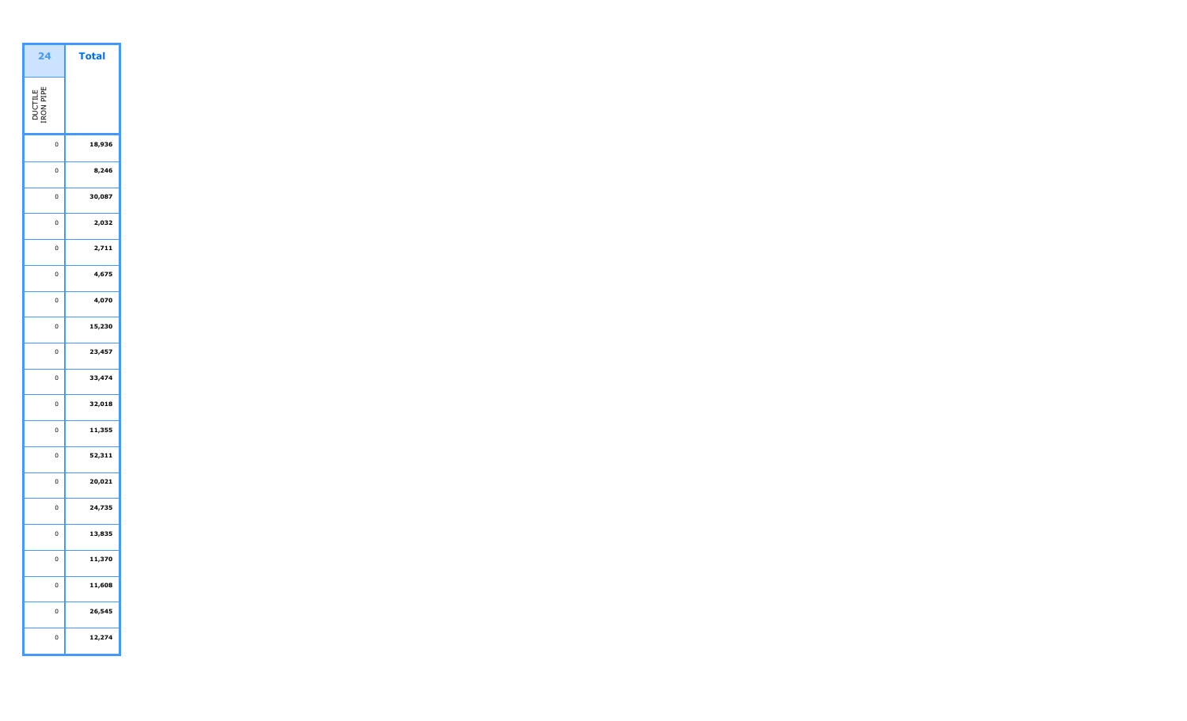| 24 | Total |
|---|---|
| DUCTILE IRON PIPE | |
| 0 | 18,936 |
| 0 | 8,246 |
| 0 | 30,087 |
| 0 | 2,032 |
| 0 | 2,711 |
| 0 | 4,675 |
| 0 | 4,070 |
| 0 | 15,230 |
| 0 | 23,457 |
| 0 | 33,474 |
| 0 | 32,018 |
| 0 | 11,355 |
| 0 | 52,311 |
| 0 | 20,021 |
| 0 | 24,735 |
| 0 | 13,835 |
| 0 | 11,370 |
| 0 | 11,608 |
| 0 | 26,545 |
| 0 | 12,274 |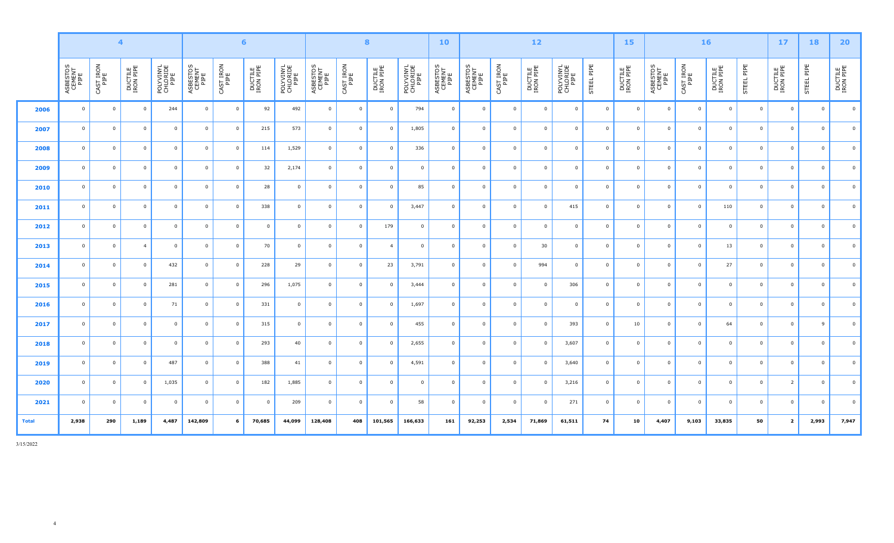| | 4 | | | | 6 | | | | 8 | | | | 10 | 12 | | | | | 15 | 16 | | | | 17 | 18 | 20 |
|---|---|---|---|---|---|---|---|---|---|---|---|---|---|---|---|---|---|---|---|---|---|---|---|---|---|---|
| | ASBESTOS CEMENT PIPE | CAST IRON PIPE | DUCTILE IRON PIPE | POLYVINYL CHLORIDE PIPE | ASBESTOS CEMENT PIPE | CAST IRON PIPE | DUCTILE IRON PIPE | POLYVINYL CHLORIDE PIPE | ASBESTOS CEMENT PIPE | CAST IRON PIPE | DUCTILE IRON PIPE | POLYVINYL CHLORIDE PIPE | ASBESTOS CEMENT PIPE | ASBESTOS CEMENT PIPE | CAST IRON PIPE | DUCTILE IRON PIPE | POLYVINYL CHLORIDE PIPE | STEEL PIPE | DUCTILE IRON PIPE | ASBESTOS CEMENT PIPE | CAST IRON PIPE | DUCTILE IRON PIPE | STEEL PIPE | DUCTILE IRON PIPE | STEEL PIPE | DUCTILE IRON PIPE |
| **2006** | 0 | 0 | 0 | 244 | 0 | 0 | 92 | 492 | 0 | 0 | 0 | 794 | 0 | 0 | 0 | 0 | 0 | 0 | 0 | 0 | 0 | 0 | 0 | 0 | 0 | 0 |
| **2007** | 0 | 0 | 0 | 0 | 0 | 0 | 215 | 573 | 0 | 0 | 0 | 1,805 | 0 | 0 | 0 | 0 | 0 | 0 | 0 | 0 | 0 | 0 | 0 | 0 | 0 | 0 |
| **2008** | 0 | 0 | 0 | 0 | 0 | 0 | 114 | 1,529 | 0 | 0 | 0 | 336 | 0 | 0 | 0 | 0 | 0 | 0 | 0 | 0 | 0 | 0 | 0 | 0 | 0 | 0 |
| **2009** | 0 | 0 | 0 | 0 | 0 | 0 | 32 | 2,174 | 0 | 0 | 0 | 0 | 0 | 0 | 0 | 0 | 0 | 0 | 0 | 0 | 0 | 0 | 0 | 0 | 0 | 0 |
| **2010** | 0 | 0 | 0 | 0 | 0 | 0 | 28 | 0 | 0 | 0 | 0 | 85 | 0 | 0 | 0 | 0 | 0 | 0 | 0 | 0 | 0 | 0 | 0 | 0 | 0 | 0 |
| **2011** | 0 | 0 | 0 | 0 | 0 | 0 | 338 | 0 | 0 | 0 | 0 | 3,447 | 0 | 0 | 0 | 0 | 415 | 0 | 0 | 0 | 0 | 110 | 0 | 0 | 0 | 0 |
| **2012** | 0 | 0 | 0 | 0 | 0 | 0 | 0 | 0 | 0 | 0 | 179 | 0 | 0 | 0 | 0 | 0 | 0 | 0 | 0 | 0 | 0 | 0 | 0 | 0 | 0 | 0 |
| **2013** | 0 | 0 | 4 | 0 | 0 | 0 | 70 | 0 | 0 | 0 | 4 | 0 | 0 | 0 | 0 | 30 | 0 | 0 | 0 | 0 | 0 | 13 | 0 | 0 | 0 | 0 |
| **2014** | 0 | 0 | 0 | 432 | 0 | 0 | 228 | 29 | 0 | 0 | 23 | 3,791 | 0 | 0 | 0 | 994 | 0 | 0 | 0 | 0 | 0 | 27 | 0 | 0 | 0 | 0 |
| **2015** | 0 | 0 | 0 | 281 | 0 | 0 | 296 | 1,075 | 0 | 0 | 0 | 3,444 | 0 | 0 | 0 | 0 | 306 | 0 | 0 | 0 | 0 | 0 | 0 | 0 | 0 | 0 |
| **2016** | 0 | 0 | 0 | 71 | 0 | 0 | 331 | 0 | 0 | 0 | 0 | 1,697 | 0 | 0 | 0 | 0 | 0 | 0 | 0 | 0 | 0 | 0 | 0 | 0 | 0 | 0 |
| **2017** | 0 | 0 | 0 | 0 | 0 | 0 | 315 | 0 | 0 | 0 | 0 | 455 | 0 | 0 | 0 | 0 | 393 | 0 | 10 | 0 | 0 | 64 | 0 | 0 | 9 | 0 |
| **2018** | 0 | 0 | 0 | 0 | 0 | 0 | 293 | 40 | 0 | 0 | 0 | 2,655 | 0 | 0 | 0 | 0 | 3,607 | 0 | 0 | 0 | 0 | 0 | 0 | 0 | 0 | 0 |
| **2019** | 0 | 0 | 0 | 487 | 0 | 0 | 388 | 41 | 0 | 0 | 0 | 4,591 | 0 | 0 | 0 | 0 | 3,640 | 0 | 0 | 0 | 0 | 0 | 0 | 0 | 0 | 0 |
| **2020** | 0 | 0 | 0 | 1,035 | 0 | 0 | 182 | 1,885 | 0 | 0 | 0 | 0 | 0 | 0 | 0 | 0 | 3,216 | 0 | 0 | 0 | 0 | 0 | 0 | 2 | 0 | 0 |
| **2021** | 0 | 0 | 0 | 0 | 0 | 0 | 0 | 209 | 0 | 0 | 0 | 58 | 0 | 0 | 0 | 0 | 271 | 0 | 0 | 0 | 0 | 0 | 0 | 0 | 0 | 0 |
| **Total** | **2,938** | **290** | **1,189** | **4,487** | **142,809** | **6** | **70,685** | **44,099** | **128,408** | **408** | **101,565** | **166,633** | **161** | **92,253** | **2,534** | **71,869** | **61,511** | **74** | **10** | **4,407** | **9,103** | **33,835** | **50** | **2** | **2,993** | **7,947** |

3/15/2022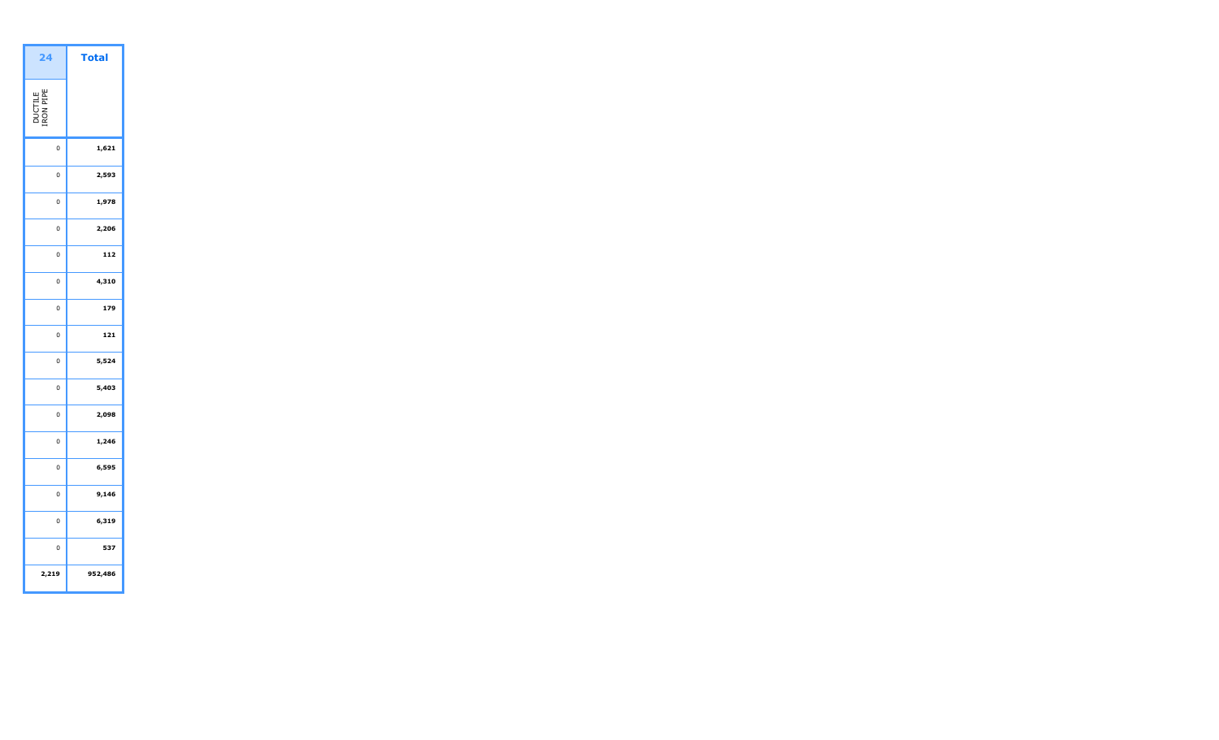| 24 | Total |
| --- | --- |
| DUCTILE IRON PIPE | |
| 0 | **1,621** |
| 0 | **2,593** |
| 0 | **1,978** |
| 0 | **2,206** |
| 0 | **112** |
| 0 | **4,310** |
| 0 | **179** |
| 0 | **121** |
| 0 | **5,524** |
| 0 | **5,403** |
| 0 | **2,098** |
| 0 | **1,246** |
| 0 | **6,595** |
| 0 | **9,146** |
| 0 | **6,319** |
| 0 | **537** |
| **2,219** | **952,486** |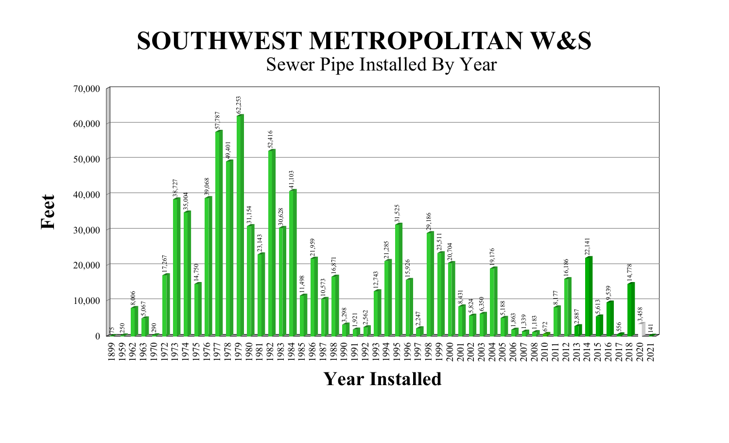# SOUTHWEST METROPOLITAN W&S

## Sewer Pipe Installed By Year

| Year Installed | Feet |
|---|---|
| 1899 | 75 |
| 1959 | 250 |
| 1962 | 8,006 |
| 1963 | 5,067 |
| 1970 | 290 |
| 1972 | 17,267 |
| 1973 | 38,727 |
| 1974 | 35,004 |
| 1975 | 14,750 |
| 1976 | 39,068 |
| 1977 | 57,787 |
| 1978 | 49,401 |
| 1979 | 62,253 |
| 1980 | 31,154 |
| 1981 | 23,143 |
| 1982 | 52,416 |
| 1983 | 30,628 |
| 1984 | 41,103 |
| 1985 | 11,498 |
| 1986 | 21,959 |
| 1987 | 10,573 |
| 1988 | 16,871 |
| 1990 | 3,298 |
| 1991 | 1,921 |
| 1992 | 2,562 |
| 1993 | 12,743 |
| 1994 | 21,285 |
| 1995 | 31,525 |
| 1996 | 15,926 |
| 1997 | 2,247 |
| 1998 | 29,186 |
| 1999 | 23,511 |
| 2000 | 20,704 |
| 2001 | 8,431 |
| 2002 | 5,824 |
| 2003 | 6,350 |
| 2004 | 19,176 |
| 2005 | 5,188 |
| 2006 | 1,863 |
| 2007 | 1,339 |
| 2008 | 1,183 |
| 2010 | 672 |
| 2011 | 8,177 |
| 2012 | 16,186 |
| 2013 | 2,887 |
| 2014 | 22,141 |
| 2015 | 5,613 |
| 2016 | 9,539 |
| 2017 | 556 |
| 2018 | 14,778 |
| 2020 | 3,458 |
| 2021 | 141 |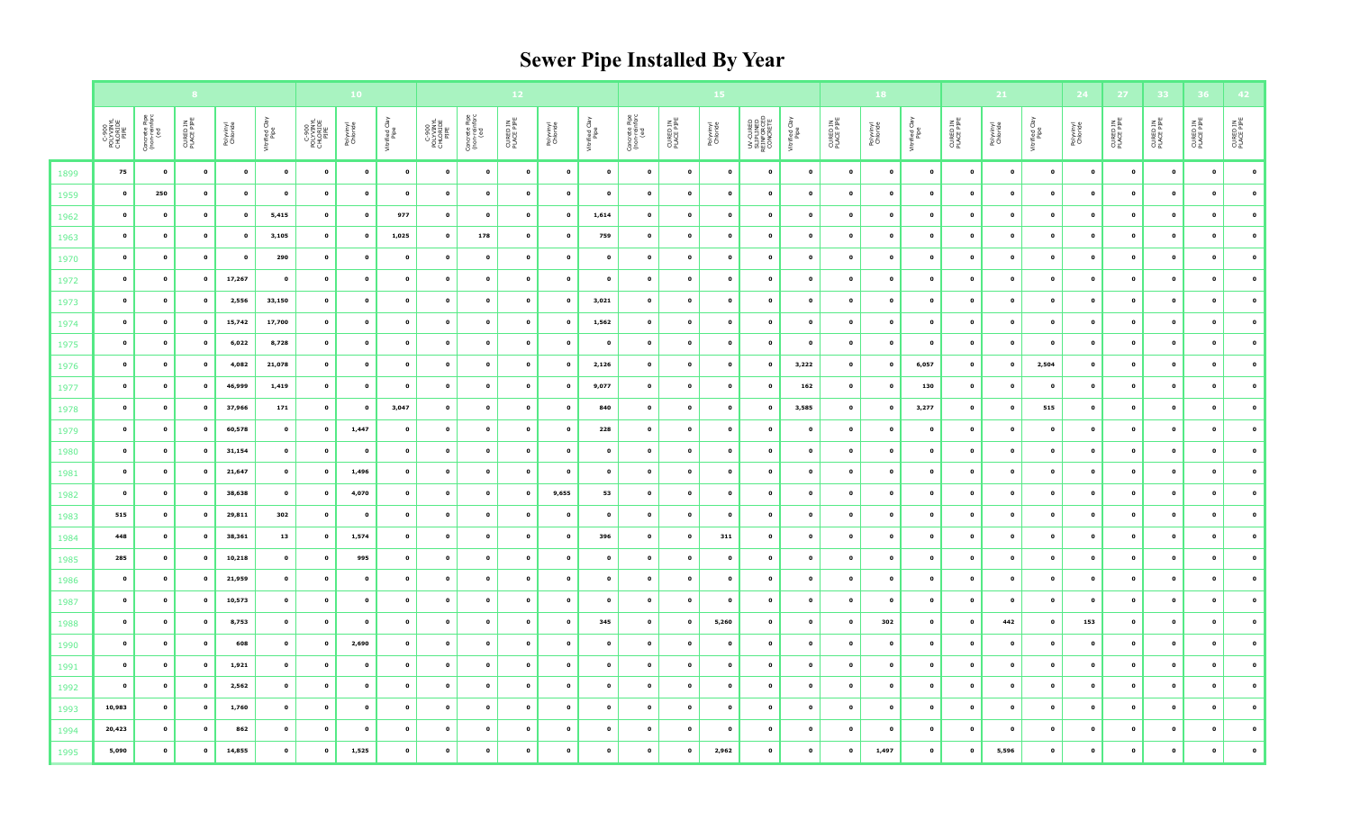# Sewer Pipe Installed By Year

| | 8 | | | | | 10 | | | 12 | | | | | 15 | | | | | 18 | | | 21 | | | 24 | 27 | 33 | 36 | 42 |
|---|---|---|---|---|---|---|---|---|---|---|---|---|---|---|---|---|---|---|---|---|---|---|---|---|---|---|---|---|---|
| | C-900 POLYVINYL CHLORIDE PIPE | Concrete Pipe (non-reinforced) | CURED IN PLACE PIPE | Polyvinyl Chloride | Vitrified Clay Pipe | C-900 POLYVINYL CHLORIDE PIPE | Polyvinyl Chloride | Vitrified Clay Pipe | C-900 POLYVINYL CHLORIDE PIPE | Concrete Pipe (non-reinforced) | CURED IN PLACE PIPE | Polyvinyl Chloride | Vitrified Clay Pipe | Concrete Pipe (non-reinforced) | CURED IN PLACE PIPE | Polyvinyl Chloride | UV CURED SILP LINED REINFORCED CONCRETE | Vitrified Clay Pipe | CURED IN PLACE PIPE | Polyvinyl Chloride | Vitrified Clay Pipe | CURED IN PLACE PIPE | Polyvinyl Chloride | Vitrified Clay Pipe | Polyvinyl Chloride | CURED IN PLACE PIPE | CURED IN PLACE PIPE | CURED IN PLACE PIPE | CURED IN PLACE PIPE |
| 1899 | 75 | 0 | 0 | 0 | 0 | 0 | 0 | 0 | 0 | 0 | 0 | 0 | 0 | 0 | 0 | 0 | 0 | 0 | 0 | 0 | 0 | 0 | 0 | 0 | 0 | 0 | 0 | 0 | 0 |
| 1959 | 0 | 250 | 0 | 0 | 0 | 0 | 0 | 0 | 0 | 0 | 0 | 0 | 0 | 0 | 0 | 0 | 0 | 0 | 0 | 0 | 0 | 0 | 0 | 0 | 0 | 0 | 0 | 0 | 0 |
| 1962 | 0 | 0 | 0 | 0 | 5,415 | 0 | 0 | 977 | 0 | 0 | 0 | 0 | 1,614 | 0 | 0 | 0 | 0 | 0 | 0 | 0 | 0 | 0 | 0 | 0 | 0 | 0 | 0 | 0 | 0 |
| 1963 | 0 | 0 | 0 | 0 | 3,105 | 0 | 0 | 1,025 | 0 | 178 | 0 | 0 | 759 | 0 | 0 | 0 | 0 | 0 | 0 | 0 | 0 | 0 | 0 | 0 | 0 | 0 | 0 | 0 | 0 |
| 1970 | 0 | 0 | 0 | 0 | 290 | 0 | 0 | 0 | 0 | 0 | 0 | 0 | 0 | 0 | 0 | 0 | 0 | 0 | 0 | 0 | 0 | 0 | 0 | 0 | 0 | 0 | 0 | 0 | 0 |
| 1972 | 0 | 0 | 0 | 17,267 | 0 | 0 | 0 | 0 | 0 | 0 | 0 | 0 | 0 | 0 | 0 | 0 | 0 | 0 | 0 | 0 | 0 | 0 | 0 | 0 | 0 | 0 | 0 | 0 | 0 |
| 1973 | 0 | 0 | 0 | 2,556 | 33,150 | 0 | 0 | 0 | 0 | 0 | 0 | 0 | 3,021 | 0 | 0 | 0 | 0 | 0 | 0 | 0 | 0 | 0 | 0 | 0 | 0 | 0 | 0 | 0 | 0 |
| 1974 | 0 | 0 | 0 | 15,742 | 17,700 | 0 | 0 | 0 | 0 | 0 | 0 | 0 | 1,562 | 0 | 0 | 0 | 0 | 0 | 0 | 0 | 0 | 0 | 0 | 0 | 0 | 0 | 0 | 0 | 0 |
| 1975 | 0 | 0 | 0 | 6,022 | 8,728 | 0 | 0 | 0 | 0 | 0 | 0 | 0 | 0 | 0 | 0 | 0 | 0 | 0 | 0 | 0 | 0 | 0 | 0 | 0 | 0 | 0 | 0 | 0 | 0 |
| 1976 | 0 | 0 | 0 | 4,082 | 21,078 | 0 | 0 | 0 | 0 | 0 | 0 | 0 | 2,126 | 0 | 0 | 0 | 0 | 3,222 | 0 | 0 | 6,057 | 0 | 0 | 2,504 | 0 | 0 | 0 | 0 | 0 |
| 1977 | 0 | 0 | 0 | 46,999 | 1,419 | 0 | 0 | 0 | 0 | 0 | 0 | 0 | 9,077 | 0 | 0 | 0 | 0 | 162 | 0 | 0 | 130 | 0 | 0 | 0 | 0 | 0 | 0 | 0 | 0 |
| 1978 | 0 | 0 | 0 | 37,966 | 171 | 0 | 0 | 3,047 | 0 | 0 | 0 | 0 | 840 | 0 | 0 | 0 | 0 | 3,585 | 0 | 0 | 3,277 | 0 | 0 | 515 | 0 | 0 | 0 | 0 | 0 |
| 1979 | 0 | 0 | 0 | 60,578 | 0 | 0 | 1,447 | 0 | 0 | 0 | 0 | 0 | 228 | 0 | 0 | 0 | 0 | 0 | 0 | 0 | 0 | 0 | 0 | 0 | 0 | 0 | 0 | 0 | 0 |
| 1980 | 0 | 0 | 0 | 31,154 | 0 | 0 | 0 | 0 | 0 | 0 | 0 | 0 | 0 | 0 | 0 | 0 | 0 | 0 | 0 | 0 | 0 | 0 | 0 | 0 | 0 | 0 | 0 | 0 | 0 |
| 1981 | 0 | 0 | 0 | 21,647 | 0 | 0 | 1,496 | 0 | 0 | 0 | 0 | 0 | 0 | 0 | 0 | 0 | 0 | 0 | 0 | 0 | 0 | 0 | 0 | 0 | 0 | 0 | 0 | 0 | 0 |
| 1982 | 0 | 0 | 0 | 38,638 | 0 | 0 | 4,070 | 0 | 0 | 0 | 0 | 9,655 | 53 | 0 | 0 | 0 | 0 | 0 | 0 | 0 | 0 | 0 | 0 | 0 | 0 | 0 | 0 | 0 | 0 |
| 1983 | 515 | 0 | 0 | 29,811 | 302 | 0 | 0 | 0 | 0 | 0 | 0 | 0 | 0 | 0 | 0 | 0 | 0 | 0 | 0 | 0 | 0 | 0 | 0 | 0 | 0 | 0 | 0 | 0 | 0 |
| 1984 | 448 | 0 | 0 | 38,361 | 13 | 0 | 1,574 | 0 | 0 | 0 | 0 | 0 | 396 | 0 | 0 | 311 | 0 | 0 | 0 | 0 | 0 | 0 | 0 | 0 | 0 | 0 | 0 | 0 | 0 |
| 1985 | 285 | 0 | 0 | 10,218 | 0 | 0 | 995 | 0 | 0 | 0 | 0 | 0 | 0 | 0 | 0 | 0 | 0 | 0 | 0 | 0 | 0 | 0 | 0 | 0 | 0 | 0 | 0 | 0 | 0 |
| 1986 | 0 | 0 | 0 | 21,959 | 0 | 0 | 0 | 0 | 0 | 0 | 0 | 0 | 0 | 0 | 0 | 0 | 0 | 0 | 0 | 0 | 0 | 0 | 0 | 0 | 0 | 0 | 0 | 0 | 0 |
| 1987 | 0 | 0 | 0 | 10,573 | 0 | 0 | 0 | 0 | 0 | 0 | 0 | 0 | 0 | 0 | 0 | 0 | 0 | 0 | 0 | 0 | 0 | 0 | 0 | 0 | 0 | 0 | 0 | 0 | 0 |
| 1988 | 0 | 0 | 0 | 8,753 | 0 | 0 | 0 | 0 | 0 | 0 | 0 | 0 | 345 | 0 | 0 | 5,260 | 0 | 0 | 0 | 302 | 0 | 0 | 442 | 0 | 153 | 0 | 0 | 0 | 0 |
| 1990 | 0 | 0 | 0 | 608 | 0 | 0 | 2,690 | 0 | 0 | 0 | 0 | 0 | 0 | 0 | 0 | 0 | 0 | 0 | 0 | 0 | 0 | 0 | 0 | 0 | 0 | 0 | 0 | 0 | 0 |
| 1991 | 0 | 0 | 0 | 1,921 | 0 | 0 | 0 | 0 | 0 | 0 | 0 | 0 | 0 | 0 | 0 | 0 | 0 | 0 | 0 | 0 | 0 | 0 | 0 | 0 | 0 | 0 | 0 | 0 | 0 |
| 1992 | 0 | 0 | 0 | 2,562 | 0 | 0 | 0 | 0 | 0 | 0 | 0 | 0 | 0 | 0 | 0 | 0 | 0 | 0 | 0 | 0 | 0 | 0 | 0 | 0 | 0 | 0 | 0 | 0 | 0 |
| 1993 | 10,983 | 0 | 0 | 1,760 | 0 | 0 | 0 | 0 | 0 | 0 | 0 | 0 | 0 | 0 | 0 | 0 | 0 | 0 | 0 | 0 | 0 | 0 | 0 | 0 | 0 | 0 | 0 | 0 | 0 |
| 1994 | 20,423 | 0 | 0 | 862 | 0 | 0 | 0 | 0 | 0 | 0 | 0 | 0 | 0 | 0 | 0 | 0 | 0 | 0 | 0 | 0 | 0 | 0 | 0 | 0 | 0 | 0 | 0 | 0 | 0 |
| 1995 | 5,090 | 0 | 0 | 14,855 | 0 | 0 | 1,525 | 0 | 0 | 0 | 0 | 0 | 0 | 0 | 0 | 2,962 | 0 | 0 | 0 | 1,497 | 0 | 0 | 5,596 | 0 | 0 | 0 | 0 | 0 | 0 |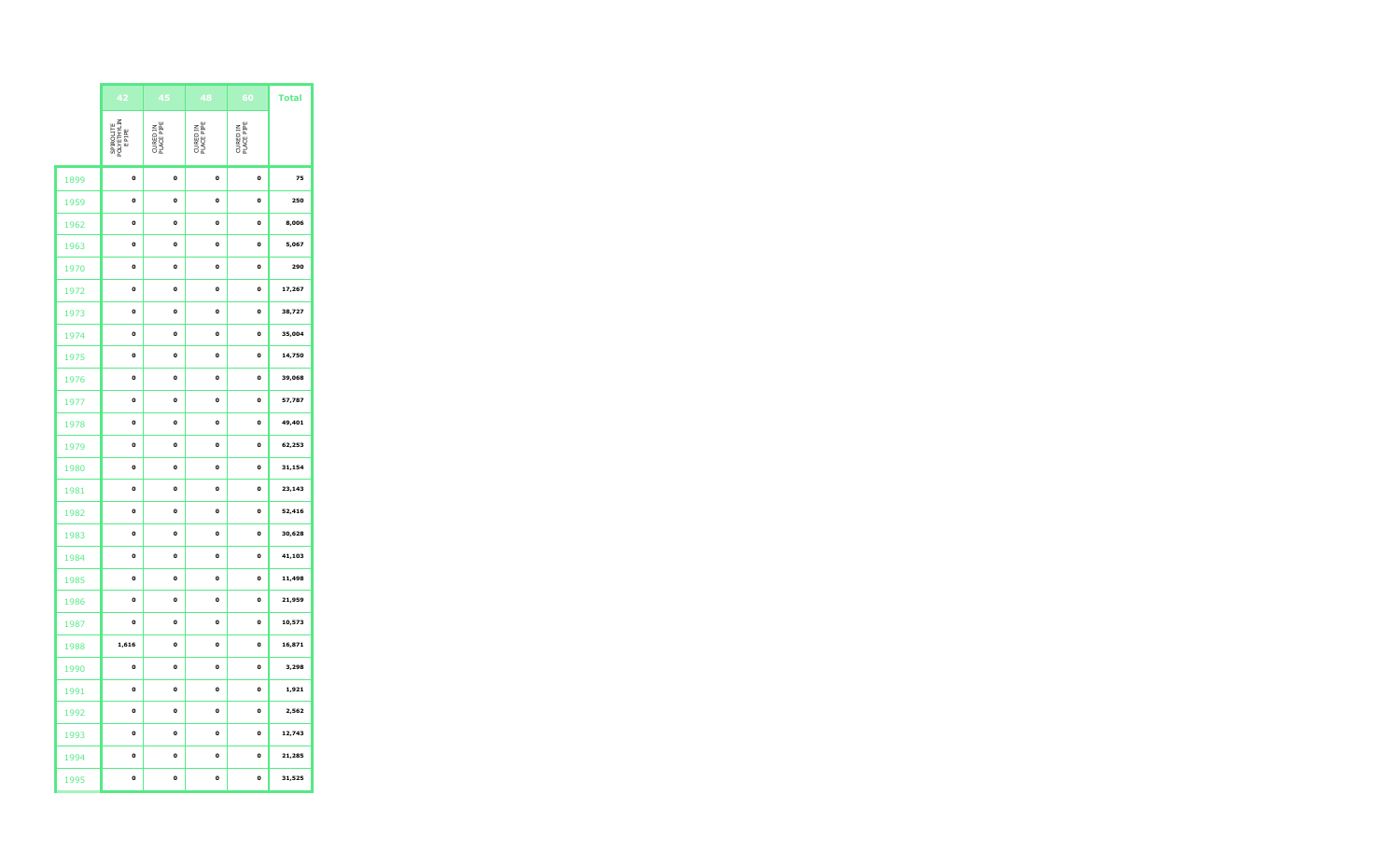| | 42 | 45 | 48 | 60 | Total |
|---|---|---|---|---|---|
| | SPIROLITE POLYETHYLIN E PIPE | CURED IN PLACE PIPE | CURED IN PLACE PIPE | CURED IN PLACE PIPE | |
| 1899 | 0 | 0 | 0 | 0 | 75 |
| 1959 | 0 | 0 | 0 | 0 | 250 |
| 1962 | 0 | 0 | 0 | 0 | 8,006 |
| 1963 | 0 | 0 | 0 | 0 | 5,067 |
| 1970 | 0 | 0 | 0 | 0 | 290 |
| 1972 | 0 | 0 | 0 | 0 | 17,267 |
| 1973 | 0 | 0 | 0 | 0 | 38,727 |
| 1974 | 0 | 0 | 0 | 0 | 35,004 |
| 1975 | 0 | 0 | 0 | 0 | 14,750 |
| 1976 | 0 | 0 | 0 | 0 | 39,068 |
| 1977 | 0 | 0 | 0 | 0 | 57,787 |
| 1978 | 0 | 0 | 0 | 0 | 49,401 |
| 1979 | 0 | 0 | 0 | 0 | 62,253 |
| 1980 | 0 | 0 | 0 | 0 | 31,154 |
| 1981 | 0 | 0 | 0 | 0 | 23,143 |
| 1982 | 0 | 0 | 0 | 0 | 52,416 |
| 1983 | 0 | 0 | 0 | 0 | 30,628 |
| 1984 | 0 | 0 | 0 | 0 | 41,103 |
| 1985 | 0 | 0 | 0 | 0 | 11,498 |
| 1986 | 0 | 0 | 0 | 0 | 21,959 |
| 1987 | 0 | 0 | 0 | 0 | 10,573 |
| 1988 | 1,616 | 0 | 0 | 0 | 16,871 |
| 1990 | 0 | 0 | 0 | 0 | 3,298 |
| 1991 | 0 | 0 | 0 | 0 | 1,921 |
| 1992 | 0 | 0 | 0 | 0 | 2,562 |
| 1993 | 0 | 0 | 0 | 0 | 12,743 |
| 1994 | 0 | 0 | 0 | 0 | 21,285 |
| 1995 | 0 | 0 | 0 | 0 | 31,525 |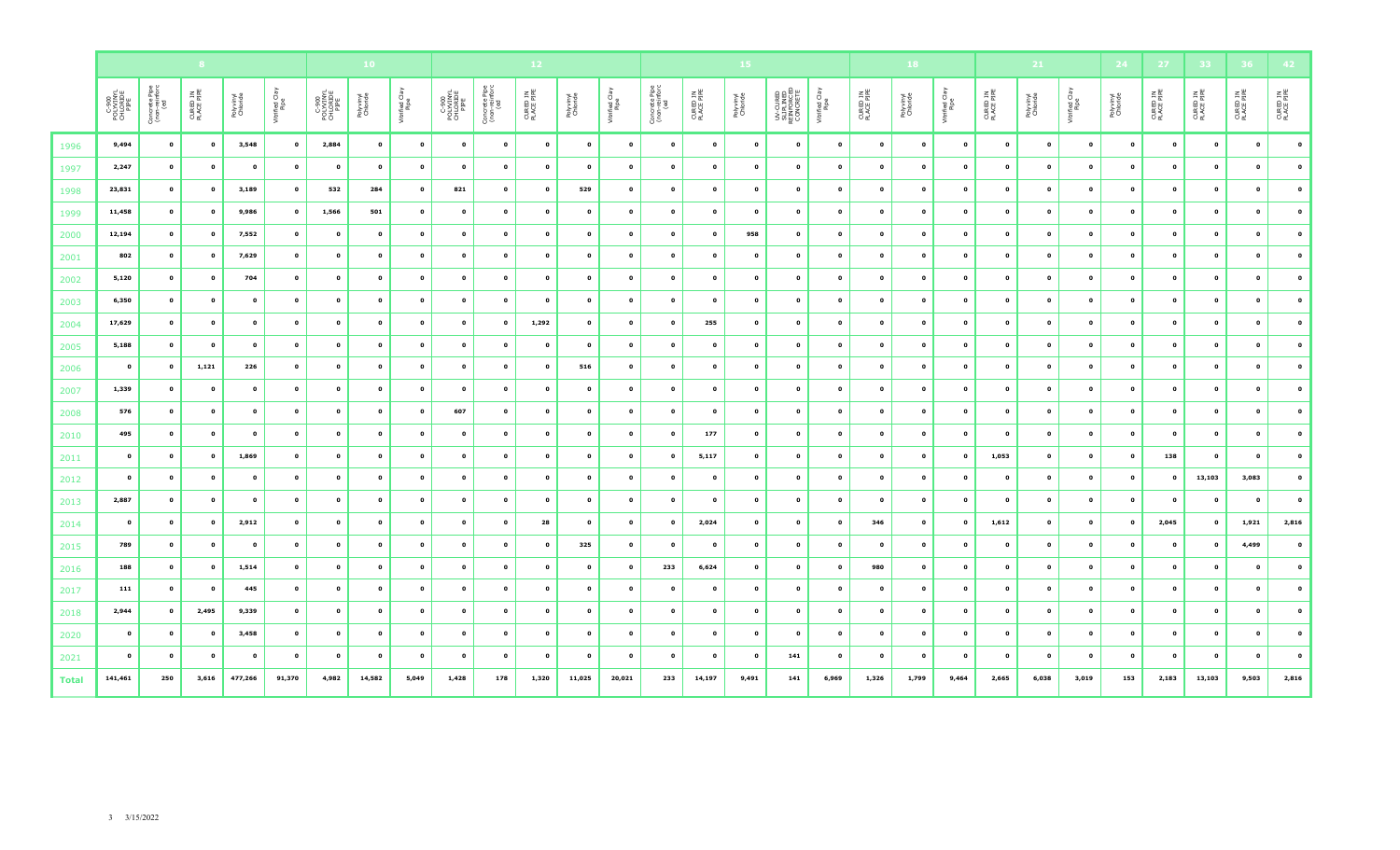| | 8 | | | | | 10 | | | 12 | | | | | 15 | | | | | 18 | | | 21 | | | 24 | 27 | 33 | 36 | 42 |
|---|---|---|---|---|---|---|---|---|---|---|---|---|---|---|---|---|---|---|---|---|---|---|---|---|---|---|---|---|---|
| | C-900 POLYVINYL CHLORIDE PIPE | Concrete Pipe (non-reinforced) | CURED IN PLACE PIPE | Polyvinyl Chloride | Vitrified Clay Pipe | C-900 POLYVINYL CHLORIDE PIPE | Polyvinyl Chloride | Vitrified Clay Pipe | C-900 POLYVINYL CHLORIDE PIPE | Concrete Pipe (non-reinforced) | CURED IN PLACE PIPE | Polyvinyl Chloride | Vitrified Clay Pipe | Concrete Pipe (non-reinforced) | CURED IN PLACE PIPE | Polyvinyl Chloride | UV-CURED SLIP LINED REINFORCED CONCRETE | Vitrified Clay Pipe | CURED IN PLACE PIPE | Polyvinyl Chloride | Vitrified Clay Pipe | CURED IN PLACE PIPE | Polyvinyl Chloride | Vitrified Clay Pipe | Polyvinyl Chloride | CURED IN PLACE PIPE | CURED IN PLACE PIPE | CURED IN PLACE PIPE | CURED IN PLACE PIPE |
| 1996 | 9,494 | 0 | 0 | 3,548 | 0 | 2,884 | 0 | 0 | 0 | 0 | 0 | 0 | 0 | 0 | 0 | 0 | 0 | 0 | 0 | 0 | 0 | 0 | 0 | 0 | 0 | 0 | 0 | 0 | 0 |
| 1997 | 2,247 | 0 | 0 | 0 | 0 | 0 | 0 | 0 | 0 | 0 | 0 | 0 | 0 | 0 | 0 | 0 | 0 | 0 | 0 | 0 | 0 | 0 | 0 | 0 | 0 | 0 | 0 | 0 | 0 |
| 1998 | 23,831 | 0 | 0 | 3,189 | 0 | 532 | 284 | 0 | 821 | 0 | 0 | 529 | 0 | 0 | 0 | 0 | 0 | 0 | 0 | 0 | 0 | 0 | 0 | 0 | 0 | 0 | 0 | 0 | 0 |
| 1999 | 11,458 | 0 | 0 | 9,986 | 0 | 1,566 | 501 | 0 | 0 | 0 | 0 | 0 | 0 | 0 | 0 | 0 | 0 | 0 | 0 | 0 | 0 | 0 | 0 | 0 | 0 | 0 | 0 | 0 | 0 |
| 2000 | 12,194 | 0 | 0 | 7,552 | 0 | 0 | 0 | 0 | 0 | 0 | 0 | 0 | 0 | 0 | 0 | 958 | 0 | 0 | 0 | 0 | 0 | 0 | 0 | 0 | 0 | 0 | 0 | 0 | 0 |
| 2001 | 802 | 0 | 0 | 7,629 | 0 | 0 | 0 | 0 | 0 | 0 | 0 | 0 | 0 | 0 | 0 | 0 | 0 | 0 | 0 | 0 | 0 | 0 | 0 | 0 | 0 | 0 | 0 | 0 | 0 |
| 2002 | 5,120 | 0 | 0 | 704 | 0 | 0 | 0 | 0 | 0 | 0 | 0 | 0 | 0 | 0 | 0 | 0 | 0 | 0 | 0 | 0 | 0 | 0 | 0 | 0 | 0 | 0 | 0 | 0 | 0 |
| 2003 | 6,350 | 0 | 0 | 0 | 0 | 0 | 0 | 0 | 0 | 0 | 0 | 0 | 0 | 0 | 0 | 0 | 0 | 0 | 0 | 0 | 0 | 0 | 0 | 0 | 0 | 0 | 0 | 0 | 0 |
| 2004 | 17,629 | 0 | 0 | 0 | 0 | 0 | 0 | 0 | 0 | 0 | 1,292 | 0 | 0 | 0 | 255 | 0 | 0 | 0 | 0 | 0 | 0 | 0 | 0 | 0 | 0 | 0 | 0 | 0 | 0 |
| 2005 | 5,188 | 0 | 0 | 0 | 0 | 0 | 0 | 0 | 0 | 0 | 0 | 0 | 0 | 0 | 0 | 0 | 0 | 0 | 0 | 0 | 0 | 0 | 0 | 0 | 0 | 0 | 0 | 0 | 0 |
| 2006 | 0 | 0 | 1,121 | 226 | 0 | 0 | 0 | 0 | 0 | 0 | 0 | 516 | 0 | 0 | 0 | 0 | 0 | 0 | 0 | 0 | 0 | 0 | 0 | 0 | 0 | 0 | 0 | 0 | 0 |
| 2007 | 1,339 | 0 | 0 | 0 | 0 | 0 | 0 | 0 | 0 | 0 | 0 | 0 | 0 | 0 | 0 | 0 | 0 | 0 | 0 | 0 | 0 | 0 | 0 | 0 | 0 | 0 | 0 | 0 | 0 |
| 2008 | 576 | 0 | 0 | 0 | 0 | 0 | 0 | 0 | 607 | 0 | 0 | 0 | 0 | 0 | 0 | 0 | 0 | 0 | 0 | 0 | 0 | 0 | 0 | 0 | 0 | 0 | 0 | 0 | 0 |
| 2010 | 495 | 0 | 0 | 0 | 0 | 0 | 0 | 0 | 0 | 0 | 0 | 0 | 0 | 0 | 177 | 0 | 0 | 0 | 0 | 0 | 0 | 0 | 0 | 0 | 0 | 0 | 0 | 0 | 0 |
| 2011 | 0 | 0 | 0 | 1,869 | 0 | 0 | 0 | 0 | 0 | 0 | 0 | 0 | 0 | 0 | 5,117 | 0 | 0 | 0 | 0 | 0 | 0 | 1,053 | 0 | 0 | 0 | 138 | 0 | 0 | 0 |
| 2012 | 0 | 0 | 0 | 0 | 0 | 0 | 0 | 0 | 0 | 0 | 0 | 0 | 0 | 0 | 0 | 0 | 0 | 0 | 0 | 0 | 0 | 0 | 0 | 0 | 0 | 0 | 13,103 | 3,083 | 0 |
| 2013 | 2,887 | 0 | 0 | 0 | 0 | 0 | 0 | 0 | 0 | 0 | 0 | 0 | 0 | 0 | 0 | 0 | 0 | 0 | 0 | 0 | 0 | 0 | 0 | 0 | 0 | 0 | 0 | 0 | 0 |
| 2014 | 0 | 0 | 0 | 2,912 | 0 | 0 | 0 | 0 | 0 | 0 | 28 | 0 | 0 | 0 | 2,024 | 0 | 0 | 0 | 346 | 0 | 0 | 1,612 | 0 | 0 | 0 | 2,045 | 0 | 1,921 | 2,816 |
| 2015 | 789 | 0 | 0 | 0 | 0 | 0 | 0 | 0 | 0 | 0 | 0 | 325 | 0 | 0 | 0 | 0 | 0 | 0 | 0 | 0 | 0 | 0 | 0 | 0 | 0 | 0 | 0 | 4,499 | 0 |
| 2016 | 188 | 0 | 0 | 1,514 | 0 | 0 | 0 | 0 | 0 | 0 | 0 | 0 | 0 | 233 | 6,624 | 0 | 0 | 0 | 980 | 0 | 0 | 0 | 0 | 0 | 0 | 0 | 0 | 0 | 0 |
| 2017 | 111 | 0 | 0 | 445 | 0 | 0 | 0 | 0 | 0 | 0 | 0 | 0 | 0 | 0 | 0 | 0 | 0 | 0 | 0 | 0 | 0 | 0 | 0 | 0 | 0 | 0 | 0 | 0 | 0 |
| 2018 | 2,944 | 0 | 2,495 | 9,339 | 0 | 0 | 0 | 0 | 0 | 0 | 0 | 0 | 0 | 0 | 0 | 0 | 0 | 0 | 0 | 0 | 0 | 0 | 0 | 0 | 0 | 0 | 0 | 0 | 0 |
| 2020 | 0 | 0 | 0 | 3,458 | 0 | 0 | 0 | 0 | 0 | 0 | 0 | 0 | 0 | 0 | 0 | 0 | 0 | 0 | 0 | 0 | 0 | 0 | 0 | 0 | 0 | 0 | 0 | 0 | 0 |
| 2021 | 0 | 0 | 0 | 0 | 0 | 0 | 0 | 0 | 0 | 0 | 0 | 0 | 0 | 0 | 0 | 0 | 141 | 0 | 0 | 0 | 0 | 0 | 0 | 0 | 0 | 0 | 0 | 0 | 0 |
| **Total** | 141,461 | 250 | 3,616 | 477,266 | 91,370 | 4,982 | 14,582 | 5,049 | 1,428 | 178 | 1,320 | 11,025 | 20,021 | 233 | 14,197 | 9,491 | 141 | 6,969 | 1,326 | 1,799 | 9,464 | 2,665 | 6,038 | 3,019 | 153 | 2,183 | 13,103 | 9,503 | 2,816 |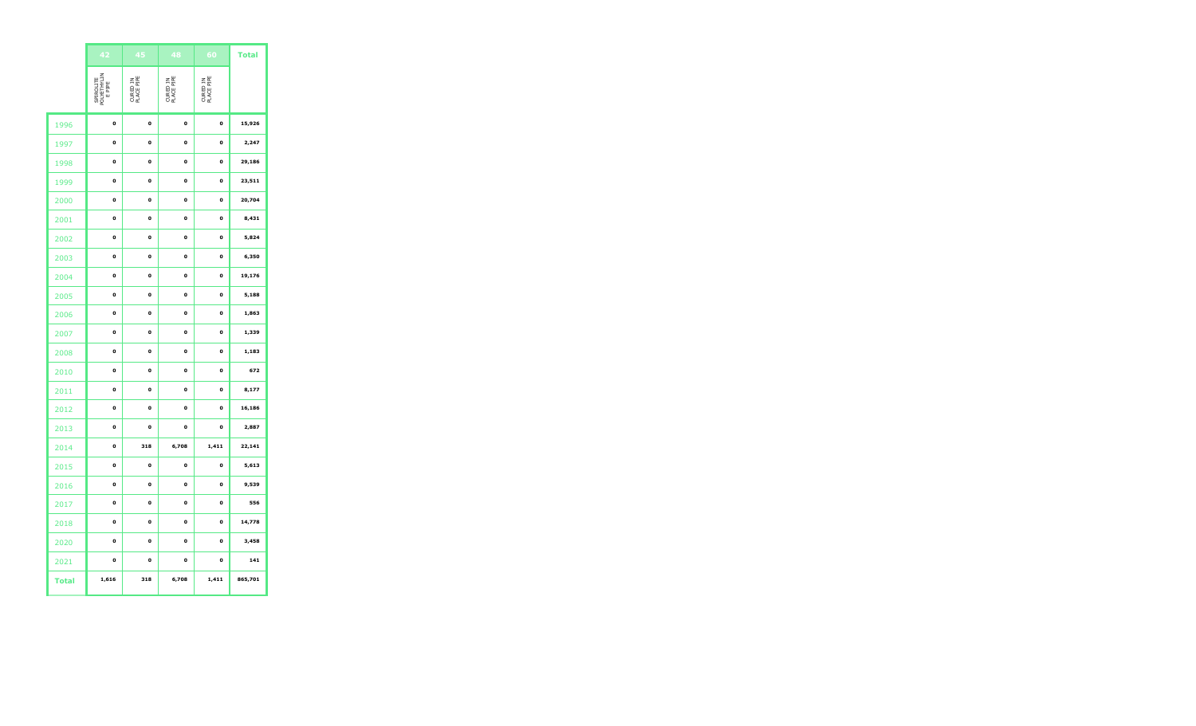| | 42 | 45 | 48 | 60 | Total |
|---|---|---|---|---|---|
| | SPIROLITE POLYETHYLENE PIPE | CURED IN PLACE PIPE | CURED IN PLACE PIPE | CURED IN PLACE PIPE | |
| 1996 | 0 | 0 | 0 | 0 | 15,926 |
| 1997 | 0 | 0 | 0 | 0 | 2,247 |
| 1998 | 0 | 0 | 0 | 0 | 29,186 |
| 1999 | 0 | 0 | 0 | 0 | 23,511 |
| 2000 | 0 | 0 | 0 | 0 | 20,704 |
| 2001 | 0 | 0 | 0 | 0 | 8,431 |
| 2002 | 0 | 0 | 0 | 0 | 5,824 |
| 2003 | 0 | 0 | 0 | 0 | 6,350 |
| 2004 | 0 | 0 | 0 | 0 | 19,176 |
| 2005 | 0 | 0 | 0 | 0 | 5,188 |
| 2006 | 0 | 0 | 0 | 0 | 1,863 |
| 2007 | 0 | 0 | 0 | 0 | 1,339 |
| 2008 | 0 | 0 | 0 | 0 | 1,183 |
| 2010 | 0 | 0 | 0 | 0 | 672 |
| 2011 | 0 | 0 | 0 | 0 | 8,177 |
| 2012 | 0 | 0 | 0 | 0 | 16,186 |
| 2013 | 0 | 0 | 0 | 0 | 2,887 |
| 2014 | 0 | 318 | 6,708 | 1,411 | 22,141 |
| 2015 | 0 | 0 | 0 | 0 | 5,613 |
| 2016 | 0 | 0 | 0 | 0 | 9,539 |
| 2017 | 0 | 0 | 0 | 0 | 556 |
| 2018 | 0 | 0 | 0 | 0 | 14,778 |
| 2020 | 0 | 0 | 0 | 0 | 3,458 |
| 2021 | 0 | 0 | 0 | 0 | 141 |
| Total | 1,616 | 318 | 6,708 | 1,411 | 865,701 |